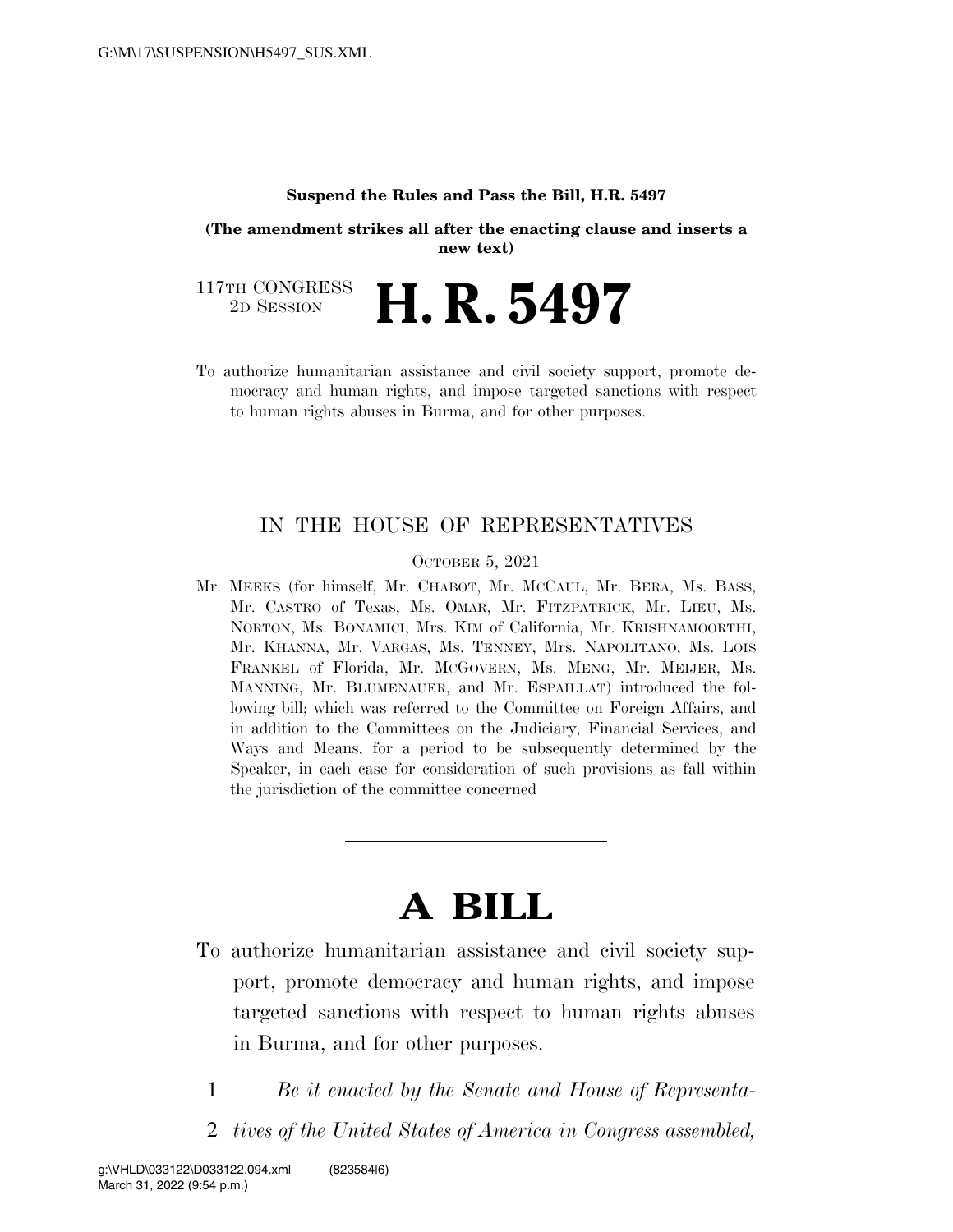**Suspend the Rules and Pass the Bill, H.R. 5497**

**(The amendment strikes all after the enacting clause and inserts a new text)**

117TH CONGRESS
2D SESSION

# H. R. 5497

To authorize humanitarian assistance and civil society support, promote democracy and human rights, and impose targeted sanctions with respect to human rights abuses in Burma, and for other purposes.

---

IN THE HOUSE OF REPRESENTATIVES

OCTOBER 5, 2021

Mr. MEEKS (for himself, Mr. CHABOT, Mr. MCCAUL, Mr. BERA, Ms. BASS, Mr. CASTRO of Texas, Ms. OMAR, Mr. FITZPATRICK, Mr. LIEU, Ms. NORTON, Ms. BONAMICI, Mrs. KIM of California, Mr. KRISHNAMOORTHI, Mr. KHANNA, Mr. VARGAS, Ms. TENNEY, Mrs. NAPOLITANO, Ms. LOIS FRANKEL of Florida, Mr. MCGOVERN, Ms. MENG, Mr. MEIJER, Ms. MANNING, Mr. BLUMENAUER, and Mr. ESPAILLAT) introduced the following bill; which was referred to the Committee on Foreign Affairs, and in addition to the Committees on the Judiciary, Financial Services, and Ways and Means, for a period to be subsequently determined by the Speaker, in each case for consideration of such provisions as fall within the jurisdiction of the committee concerned

---

# A BILL

To authorize humanitarian assistance and civil society support, promote democracy and human rights, and impose targeted sanctions with respect to human rights abuses in Burma, and for other purposes.

1 *Be it enacted by the Senate and House of Representa-*
2 *tives of the United States of America in Congress assembled,*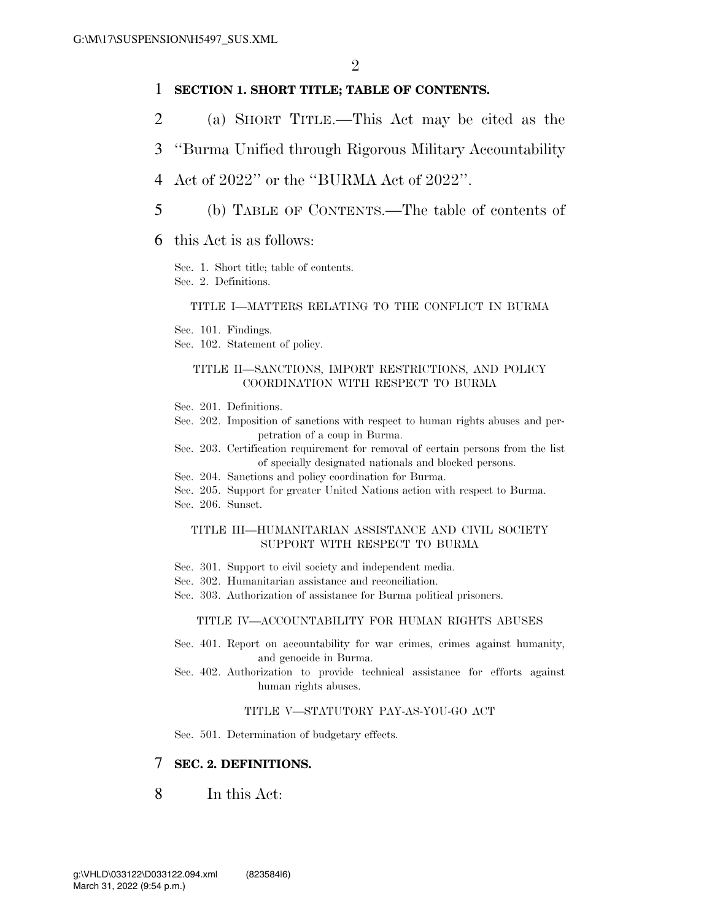**SECTION 1. SHORT TITLE; TABLE OF CONTENTS.**

(a) SHORT TITLE.—This Act may be cited as the "Burma Unified through Rigorous Military Accountability Act of 2022" or the "BURMA Act of 2022".

(b) TABLE OF CONTENTS.—The table of contents of this Act is as follows:

Sec. 1. Short title; table of contents.
Sec. 2. Definitions.

TITLE I—MATTERS RELATING TO THE CONFLICT IN BURMA

Sec. 101. Findings.
Sec. 102. Statement of policy.

TITLE II—SANCTIONS, IMPORT RESTRICTIONS, AND POLICY COORDINATION WITH RESPECT TO BURMA

Sec. 201. Definitions.
Sec. 202. Imposition of sanctions with respect to human rights abuses and perpetration of a coup in Burma.
Sec. 203. Certification requirement for removal of certain persons from the list of specially designated nationals and blocked persons.
Sec. 204. Sanctions and policy coordination for Burma.
Sec. 205. Support for greater United Nations action with respect to Burma.
Sec. 206. Sunset.

TITLE III—HUMANITARIAN ASSISTANCE AND CIVIL SOCIETY SUPPORT WITH RESPECT TO BURMA

Sec. 301. Support to civil society and independent media.
Sec. 302. Humanitarian assistance and reconciliation.
Sec. 303. Authorization of assistance for Burma political prisoners.

TITLE IV—ACCOUNTABILITY FOR HUMAN RIGHTS ABUSES

Sec. 401. Report on accountability for war crimes, crimes against humanity, and genocide in Burma.
Sec. 402. Authorization to provide technical assistance for efforts against human rights abuses.

TITLE V—STATUTORY PAY-AS-YOU-GO ACT

Sec. 501. Determination of budgetary effects.

**SEC. 2. DEFINITIONS.**

In this Act: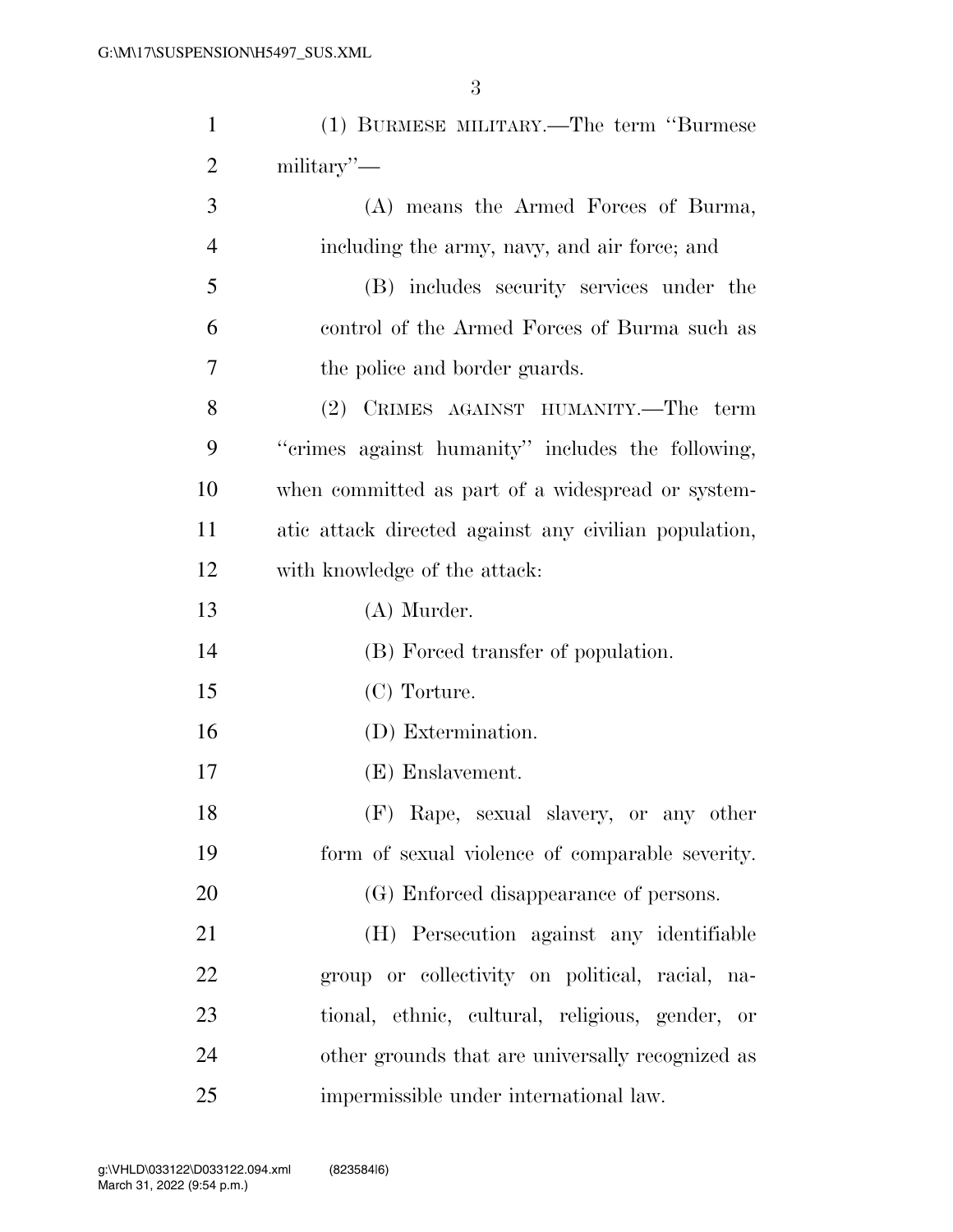(1) BURMESE MILITARY.—The term ''Burmese military''—

(A) means the Armed Forces of Burma, including the army, navy, and air force; and

(B) includes security services under the control of the Armed Forces of Burma such as the police and border guards.

(2) CRIMES AGAINST HUMANITY.—The term ''crimes against humanity'' includes the following, when committed as part of a widespread or systematic attack directed against any civilian population, with knowledge of the attack:

(A) Murder.

(B) Forced transfer of population.

(C) Torture.

(D) Extermination.

(E) Enslavement.

(F) Rape, sexual slavery, or any other form of sexual violence of comparable severity.

(G) Enforced disappearance of persons.

(H) Persecution against any identifiable group or collectivity on political, racial, national, ethnic, cultural, religious, gender, or other grounds that are universally recognized as impermissible under international law.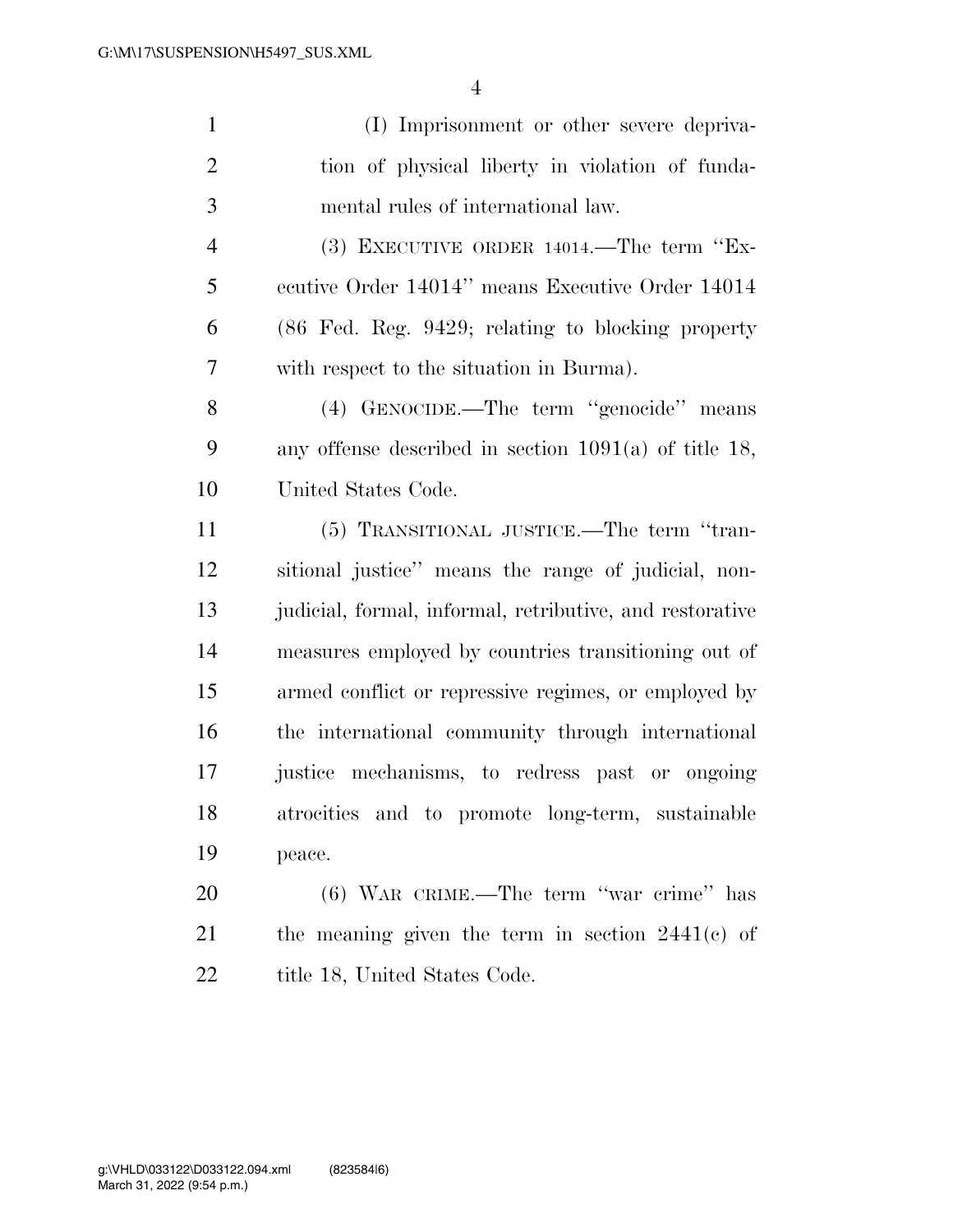(I) Imprisonment or other severe deprivation of physical liberty in violation of fundamental rules of international law.

(3) EXECUTIVE ORDER 14014.—The term ''Executive Order 14014'' means Executive Order 14014 (86 Fed. Reg. 9429; relating to blocking property with respect to the situation in Burma).

(4) GENOCIDE.—The term ''genocide'' means any offense described in section 1091(a) of title 18, United States Code.

(5) TRANSITIONAL JUSTICE.—The term ''transitional justice'' means the range of judicial, nonjudicial, formal, informal, retributive, and restorative measures employed by countries transitioning out of armed conflict or repressive regimes, or employed by the international community through international justice mechanisms, to redress past or ongoing atrocities and to promote long-term, sustainable peace.

(6) WAR CRIME.—The term ''war crime'' has the meaning given the term in section 2441(c) of title 18, United States Code.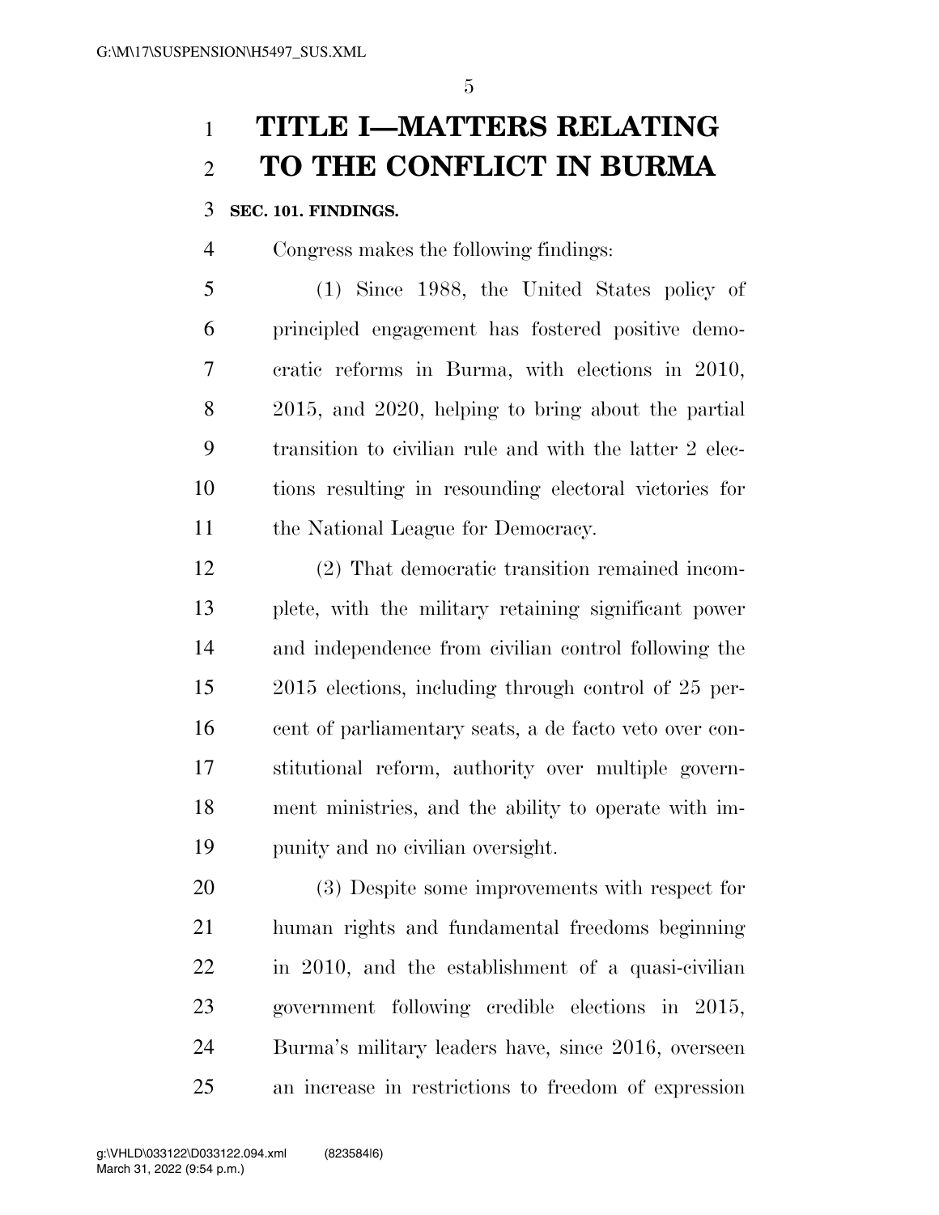# TITLE I—MATTERS RELATING TO THE CONFLICT IN BURMA

**SEC. 101. FINDINGS.**

Congress makes the following findings:

(1) Since 1988, the United States policy of principled engagement has fostered positive democratic reforms in Burma, with elections in 2010, 2015, and 2020, helping to bring about the partial transition to civilian rule and with the latter 2 elections resulting in resounding electoral victories for the National League for Democracy.

(2) That democratic transition remained incomplete, with the military retaining significant power and independence from civilian control following the 2015 elections, including through control of 25 percent of parliamentary seats, a de facto veto over constitutional reform, authority over multiple government ministries, and the ability to operate with impunity and no civilian oversight.

(3) Despite some improvements with respect for human rights and fundamental freedoms beginning in 2010, and the establishment of a quasi-civilian government following credible elections in 2015, Burma's military leaders have, since 2016, overseen an increase in restrictions to freedom of expression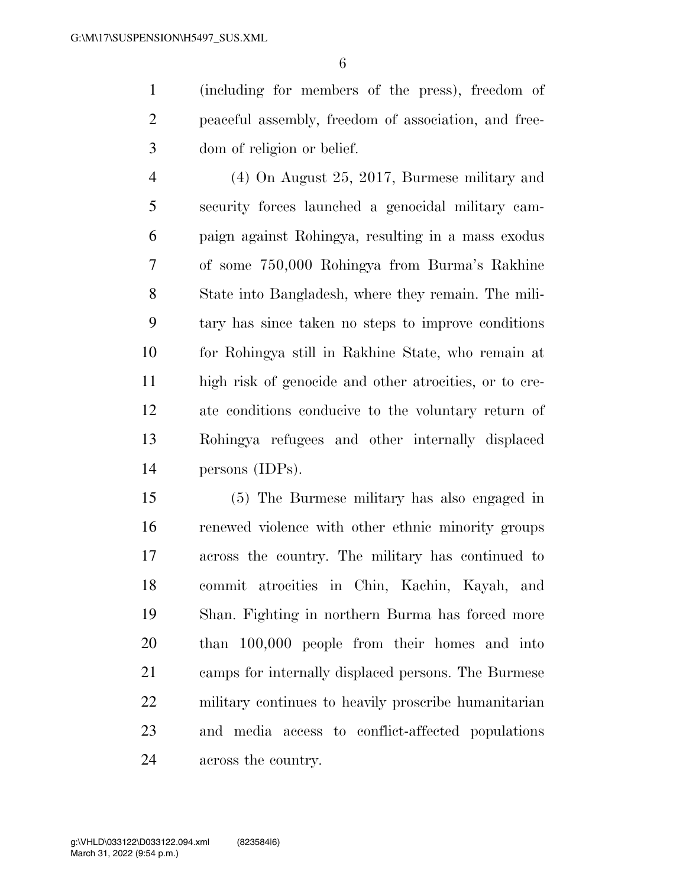(including for members of the press), freedom of peaceful assembly, freedom of association, and freedom of religion or belief.

(4) On August 25, 2017, Burmese military and security forces launched a genocidal military campaign against Rohingya, resulting in a mass exodus of some 750,000 Rohingya from Burma's Rakhine State into Bangladesh, where they remain. The military has since taken no steps to improve conditions for Rohingya still in Rakhine State, who remain at high risk of genocide and other atrocities, or to create conditions conducive to the voluntary return of Rohingya refugees and other internally displaced persons (IDPs).

(5) The Burmese military has also engaged in renewed violence with other ethnic minority groups across the country. The military has continued to commit atrocities in Chin, Kachin, Kayah, and Shan. Fighting in northern Burma has forced more than 100,000 people from their homes and into camps for internally displaced persons. The Burmese military continues to heavily proscribe humanitarian and media access to conflict-affected populations across the country.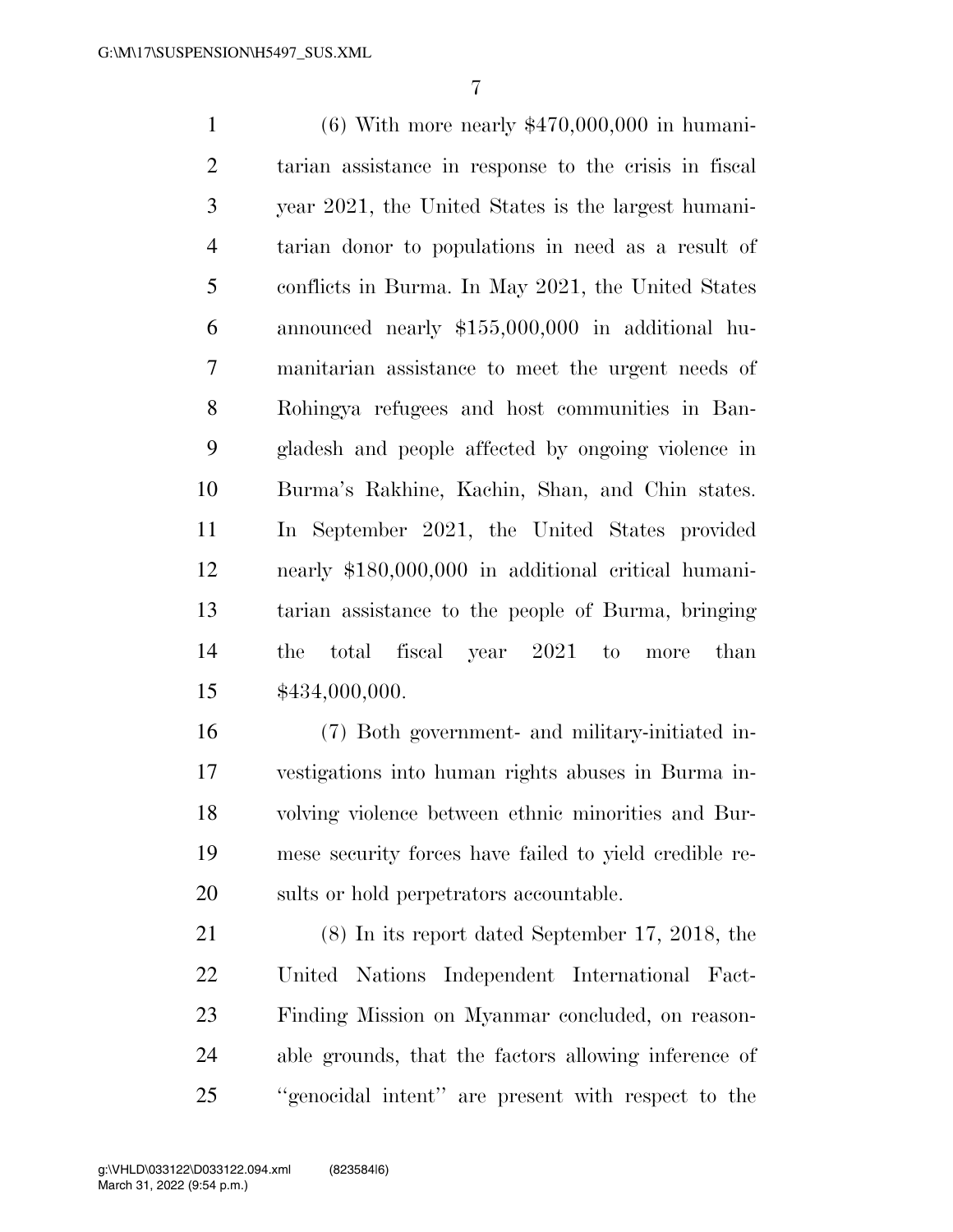(6) With more nearly $470,000,000 in humanitarian assistance in response to the crisis in fiscal year 2021, the United States is the largest humanitarian donor to populations in need as a result of conflicts in Burma. In May 2021, the United States announced nearly $155,000,000 in additional humanitarian assistance to meet the urgent needs of Rohingya refugees and host communities in Bangladesh and people affected by ongoing violence in Burma's Rakhine, Kachin, Shan, and Chin states. In September 2021, the United States provided nearly $180,000,000 in additional critical humanitarian assistance to the people of Burma, bringing the total fiscal year 2021 to more than $434,000,000.

(7) Both government- and military-initiated investigations into human rights abuses in Burma involving violence between ethnic minorities and Burmese security forces have failed to yield credible results or hold perpetrators accountable.

(8) In its report dated September 17, 2018, the United Nations Independent International Fact-Finding Mission on Myanmar concluded, on reasonable grounds, that the factors allowing inference of ''genocidal intent'' are present with respect to the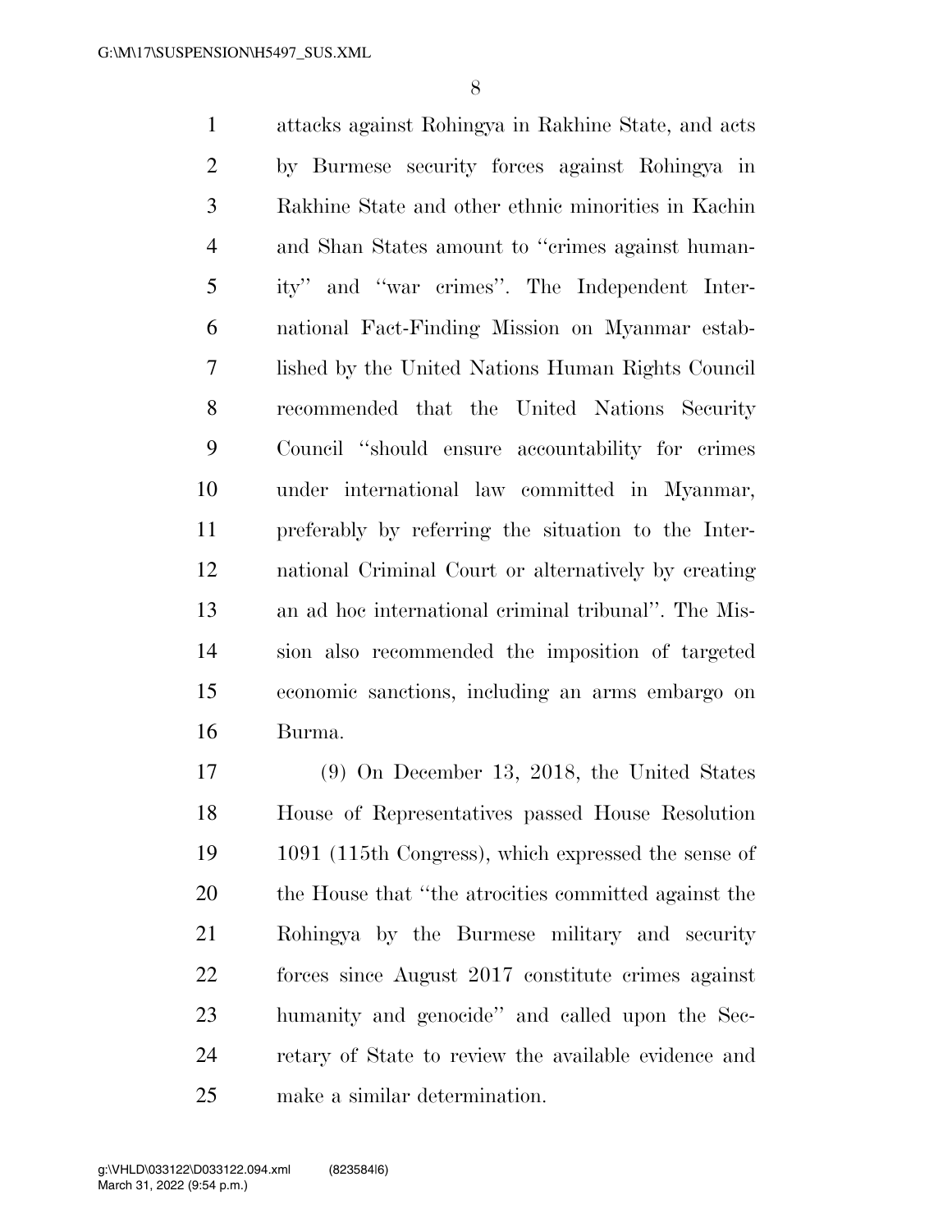attacks against Rohingya in Rakhine State, and acts by Burmese security forces against Rohingya in Rakhine State and other ethnic minorities in Kachin and Shan States amount to ''crimes against humanity'' and ''war crimes''. The Independent International Fact-Finding Mission on Myanmar established by the United Nations Human Rights Council recommended that the United Nations Security Council ''should ensure accountability for crimes under international law committed in Myanmar, preferably by referring the situation to the International Criminal Court or alternatively by creating an ad hoc international criminal tribunal''. The Mission also recommended the imposition of targeted economic sanctions, including an arms embargo on Burma.

(9) On December 13, 2018, the United States House of Representatives passed House Resolution 1091 (115th Congress), which expressed the sense of the House that ''the atrocities committed against the Rohingya by the Burmese military and security forces since August 2017 constitute crimes against humanity and genocide'' and called upon the Secretary of State to review the available evidence and make a similar determination.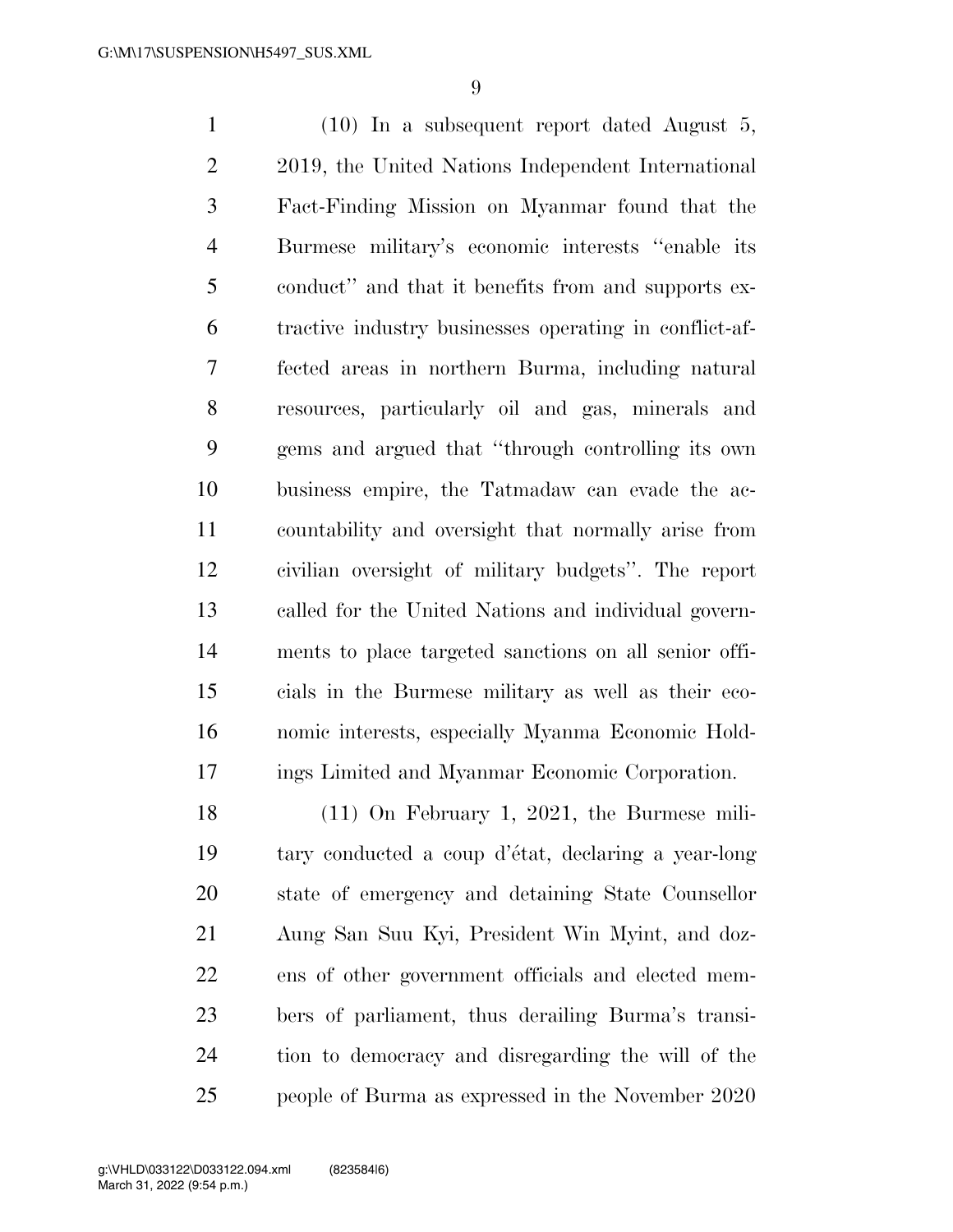(10) In a subsequent report dated August 5, 2019, the United Nations Independent International Fact-Finding Mission on Myanmar found that the Burmese military's economic interests ''enable its conduct'' and that it benefits from and supports extractive industry businesses operating in conflict-affected areas in northern Burma, including natural resources, particularly oil and gas, minerals and gems and argued that ''through controlling its own business empire, the Tatmadaw can evade the accountability and oversight that normally arise from civilian oversight of military budgets''. The report called for the United Nations and individual governments to place targeted sanctions on all senior officials in the Burmese military as well as their economic interests, especially Myanma Economic Holdings Limited and Myanmar Economic Corporation.

(11) On February 1, 2021, the Burmese military conducted a coup d'état, declaring a year-long state of emergency and detaining State Counsellor Aung San Suu Kyi, President Win Myint, and dozens of other government officials and elected members of parliament, thus derailing Burma's transition to democracy and disregarding the will of the people of Burma as expressed in the November 2020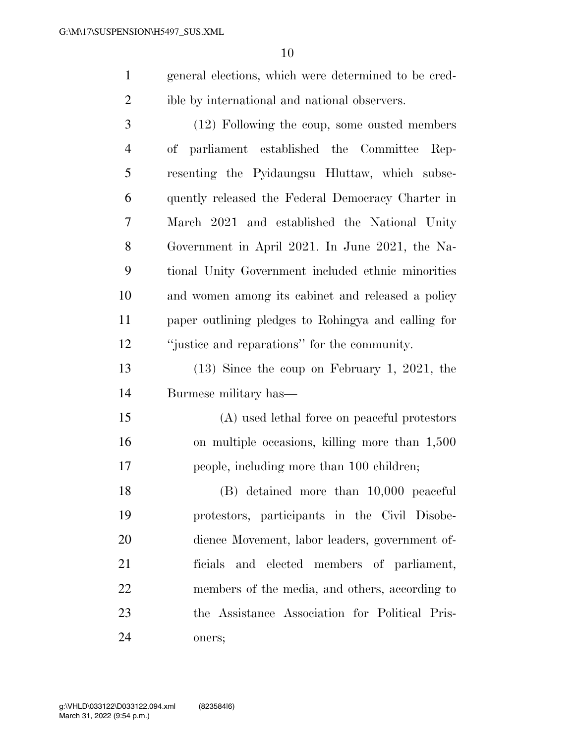general elections, which were determined to be credible by international and national observers.

(12) Following the coup, some ousted members of parliament established the Committee Representing the Pyidaungsu Hluttaw, which subsequently released the Federal Democracy Charter in March 2021 and established the National Unity Government in April 2021. In June 2021, the National Unity Government included ethnic minorities and women among its cabinet and released a policy paper outlining pledges to Rohingya and calling for ''justice and reparations'' for the community.

(13) Since the coup on February 1, 2021, the Burmese military has—

(A) used lethal force on peaceful protestors on multiple occasions, killing more than 1,500 people, including more than 100 children;

(B) detained more than 10,000 peaceful protestors, participants in the Civil Disobedience Movement, labor leaders, government officials and elected members of parliament, members of the media, and others, according to the Assistance Association for Political Prisoners;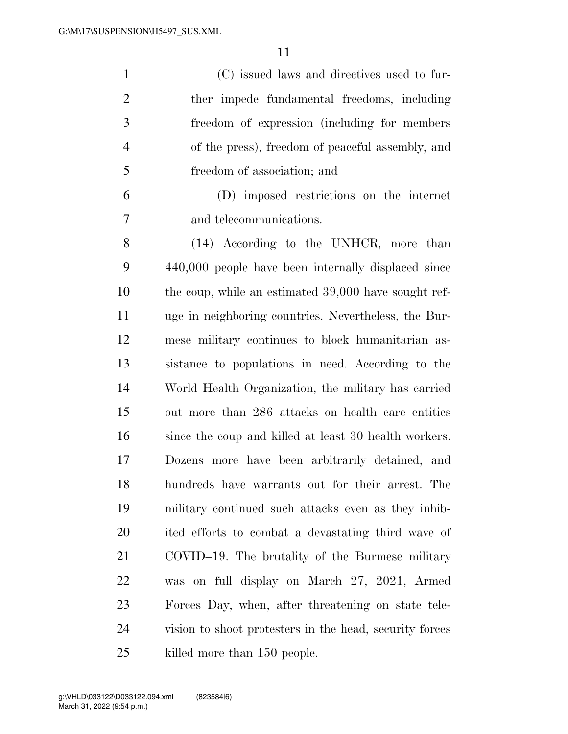(C) issued laws and directives used to further impede fundamental freedoms, including freedom of expression (including for members of the press), freedom of peaceful assembly, and freedom of association; and

(D) imposed restrictions on the internet and telecommunications.

(14) According to the UNHCR, more than 440,000 people have been internally displaced since the coup, while an estimated 39,000 have sought refuge in neighboring countries. Nevertheless, the Burmese military continues to block humanitarian assistance to populations in need. According to the World Health Organization, the military has carried out more than 286 attacks on health care entities since the coup and killed at least 30 health workers. Dozens more have been arbitrarily detained, and hundreds have warrants out for their arrest. The military continued such attacks even as they inhibited efforts to combat a devastating third wave of COVID–19. The brutality of the Burmese military was on full display on March 27, 2021, Armed Forces Day, when, after threatening on state television to shoot protesters in the head, security forces killed more than 150 people.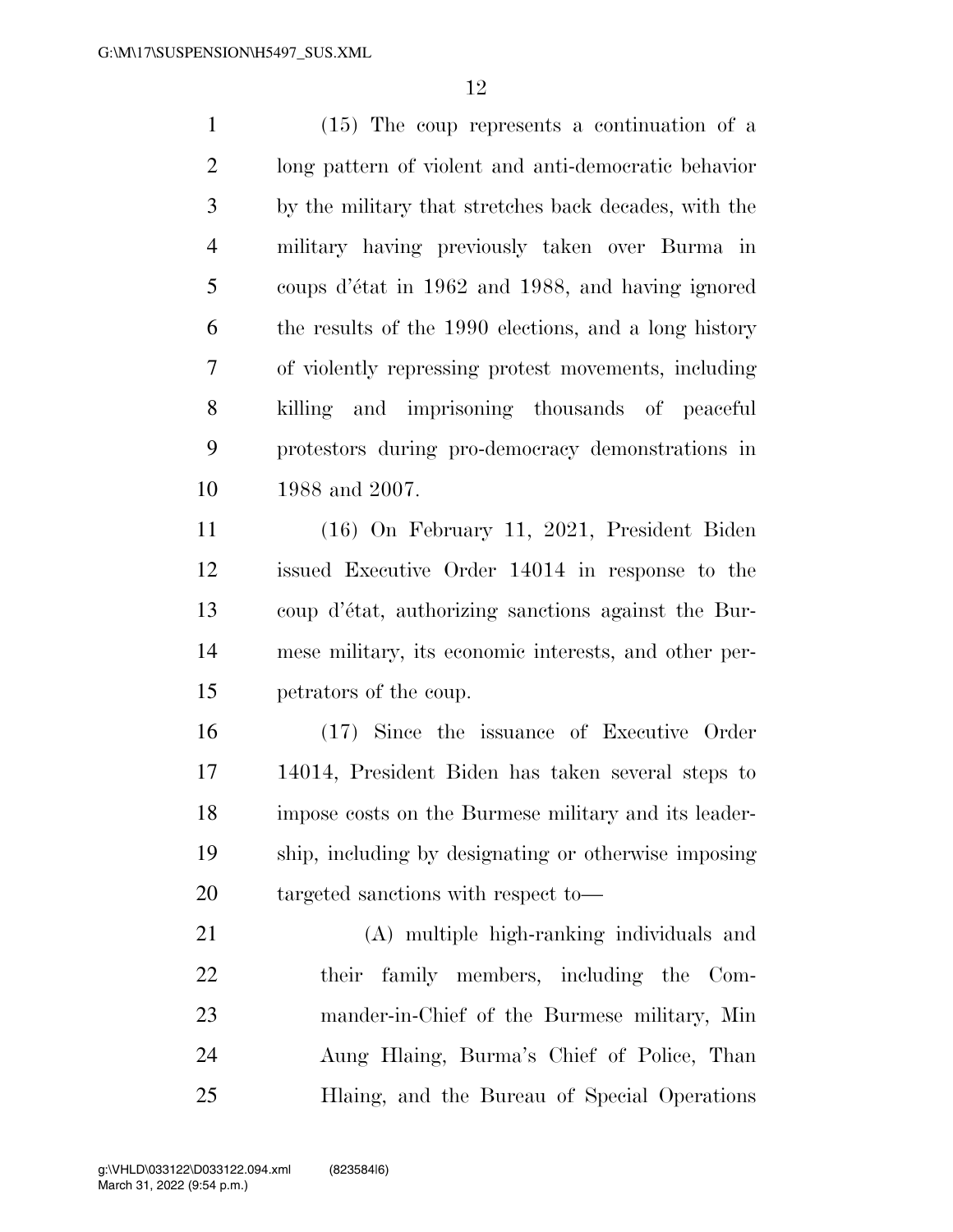(15) The coup represents a continuation of a long pattern of violent and anti-democratic behavior by the military that stretches back decades, with the military having previously taken over Burma in coups d'état in 1962 and 1988, and having ignored the results of the 1990 elections, and a long history of violently repressing protest movements, including killing and imprisoning thousands of peaceful protestors during pro-democracy demonstrations in 1988 and 2007.

(16) On February 11, 2021, President Biden issued Executive Order 14014 in response to the coup d'état, authorizing sanctions against the Burmese military, its economic interests, and other perpetrators of the coup.

(17) Since the issuance of Executive Order 14014, President Biden has taken several steps to impose costs on the Burmese military and its leadership, including by designating or otherwise imposing targeted sanctions with respect to—

(A) multiple high-ranking individuals and their family members, including the Commander-in-Chief of the Burmese military, Min Aung Hlaing, Burma's Chief of Police, Than Hlaing, and the Bureau of Special Operations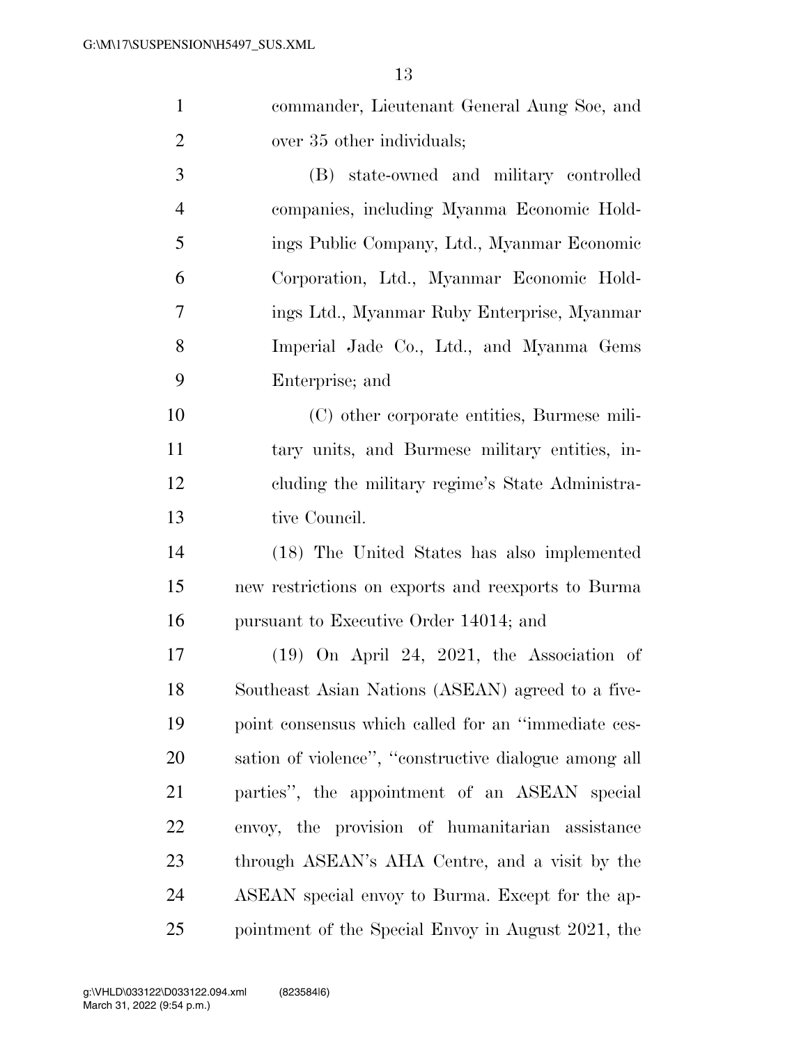commander, Lieutenant General Aung Soe, and over 35 other individuals;

(B) state-owned and military controlled companies, including Myanma Economic Holdings Public Company, Ltd., Myanmar Economic Corporation, Ltd., Myanmar Economic Holdings Ltd., Myanmar Ruby Enterprise, Myanmar Imperial Jade Co., Ltd., and Myanma Gems Enterprise; and

(C) other corporate entities, Burmese military units, and Burmese military entities, including the military regime's State Administrative Council.

(18) The United States has also implemented new restrictions on exports and reexports to Burma pursuant to Executive Order 14014; and

(19) On April 24, 2021, the Association of Southeast Asian Nations (ASEAN) agreed to a five-point consensus which called for an "immediate cessation of violence", "constructive dialogue among all parties", the appointment of an ASEAN special envoy, the provision of humanitarian assistance through ASEAN's AHA Centre, and a visit by the ASEAN special envoy to Burma. Except for the appointment of the Special Envoy in August 2021, the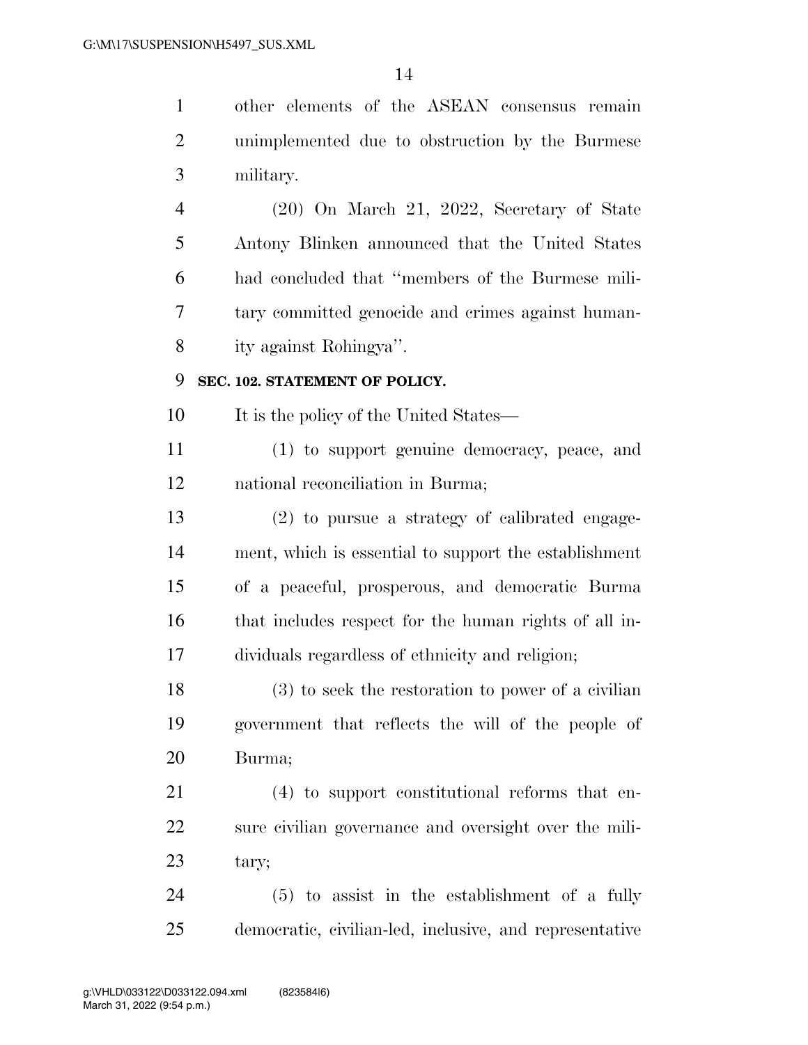other elements of the ASEAN consensus remain unimplemented due to obstruction by the Burmese military.

(20) On March 21, 2022, Secretary of State Antony Blinken announced that the United States had concluded that ''members of the Burmese military committed genocide and crimes against humanity against Rohingya''.

**SEC. 102. STATEMENT OF POLICY.**

It is the policy of the United States—

(1) to support genuine democracy, peace, and national reconciliation in Burma;

(2) to pursue a strategy of calibrated engagement, which is essential to support the establishment of a peaceful, prosperous, and democratic Burma that includes respect for the human rights of all individuals regardless of ethnicity and religion;

(3) to seek the restoration to power of a civilian government that reflects the will of the people of Burma;

(4) to support constitutional reforms that ensure civilian governance and oversight over the military;

(5) to assist in the establishment of a fully democratic, civilian-led, inclusive, and representative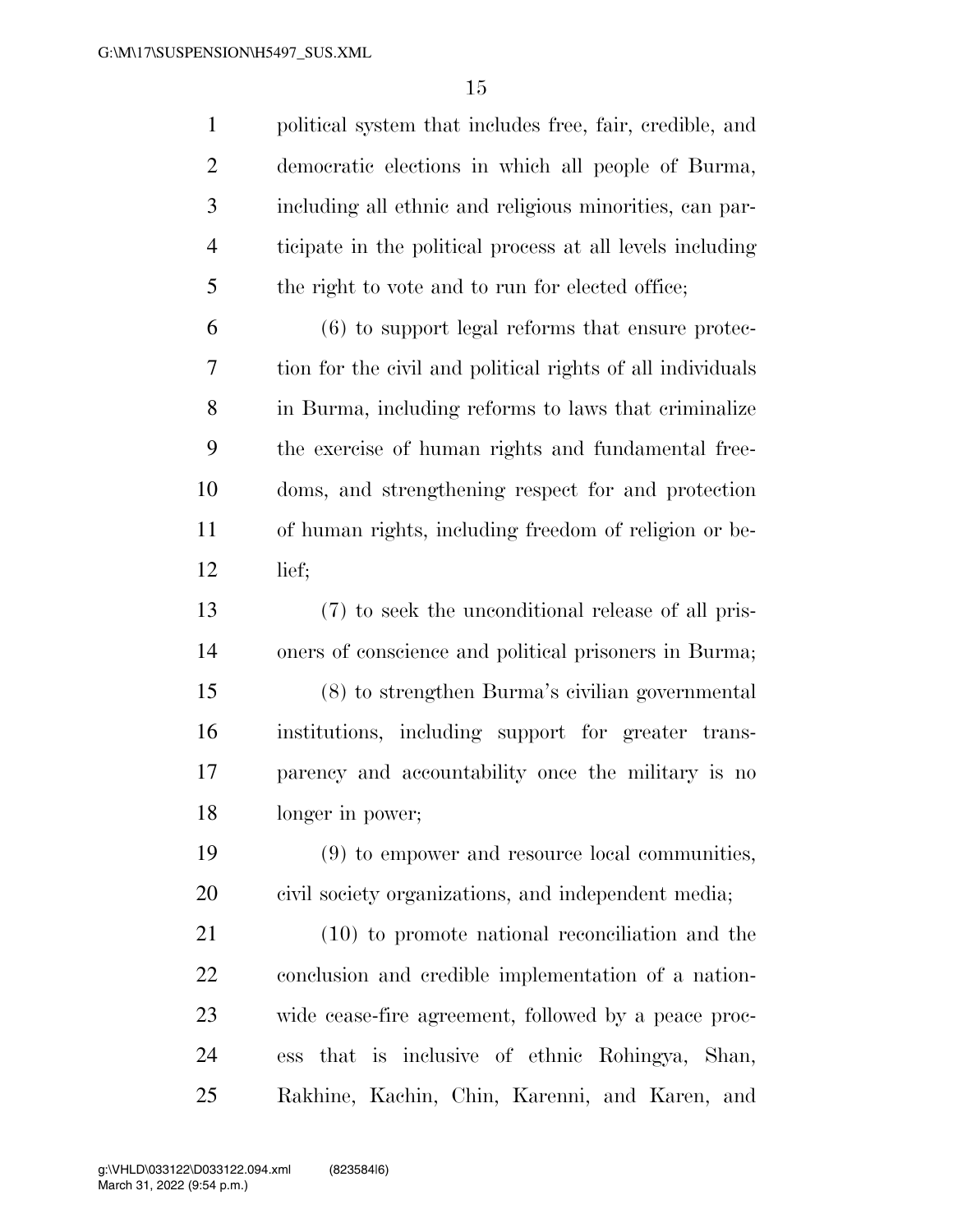political system that includes free, fair, credible, and democratic elections in which all people of Burma, including all ethnic and religious minorities, can participate in the political process at all levels including the right to vote and to run for elected office;

(6) to support legal reforms that ensure protection for the civil and political rights of all individuals in Burma, including reforms to laws that criminalize the exercise of human rights and fundamental freedoms, and strengthening respect for and protection of human rights, including freedom of religion or belief;

(7) to seek the unconditional release of all prisoners of conscience and political prisoners in Burma;

(8) to strengthen Burma's civilian governmental institutions, including support for greater transparency and accountability once the military is no longer in power;

(9) to empower and resource local communities, civil society organizations, and independent media;

(10) to promote national reconciliation and the conclusion and credible implementation of a nationwide cease-fire agreement, followed by a peace process that is inclusive of ethnic Rohingya, Shan, Rakhine, Kachin, Chin, Karenni, and Karen, and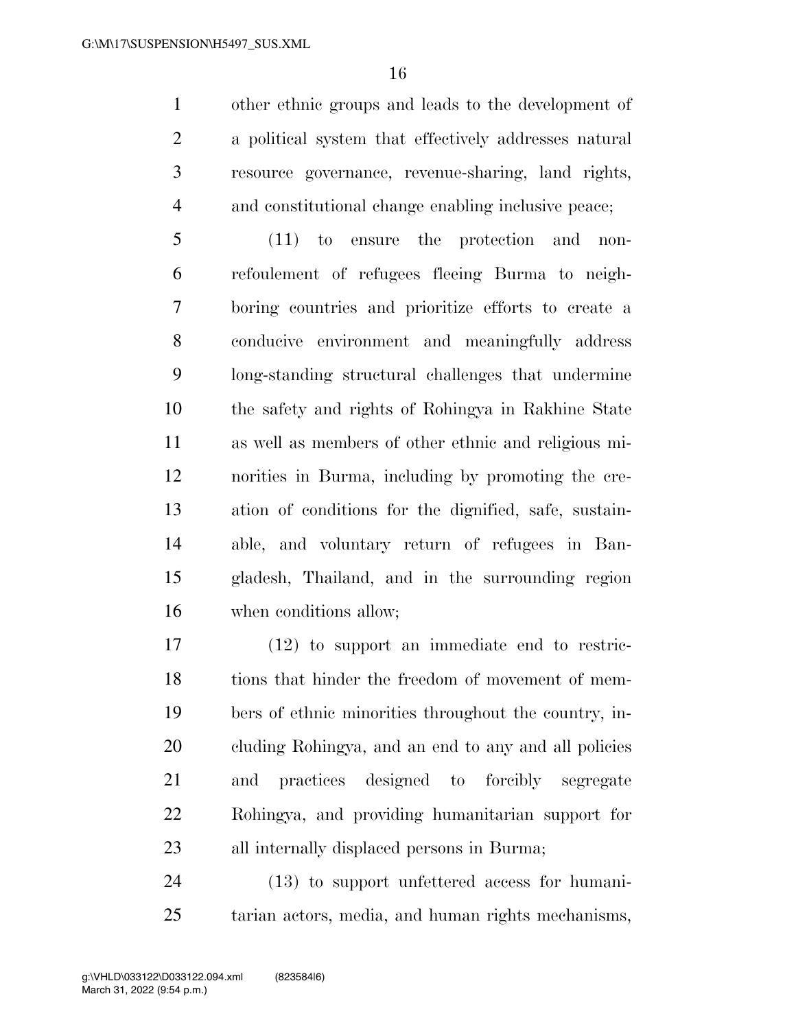other ethnic groups and leads to the development of a political system that effectively addresses natural resource governance, revenue-sharing, land rights, and constitutional change enabling inclusive peace;

(11) to ensure the protection and non-refoulement of refugees fleeing Burma to neighboring countries and prioritize efforts to create a conducive environment and meaningfully address long-standing structural challenges that undermine the safety and rights of Rohingya in Rakhine State as well as members of other ethnic and religious minorities in Burma, including by promoting the creation of conditions for the dignified, safe, sustainable, and voluntary return of refugees in Bangladesh, Thailand, and in the surrounding region when conditions allow;

(12) to support an immediate end to restrictions that hinder the freedom of movement of members of ethnic minorities throughout the country, including Rohingya, and an end to any and all policies and practices designed to forcibly segregate Rohingya, and providing humanitarian support for all internally displaced persons in Burma;

(13) to support unfettered access for humanitarian actors, media, and human rights mechanisms,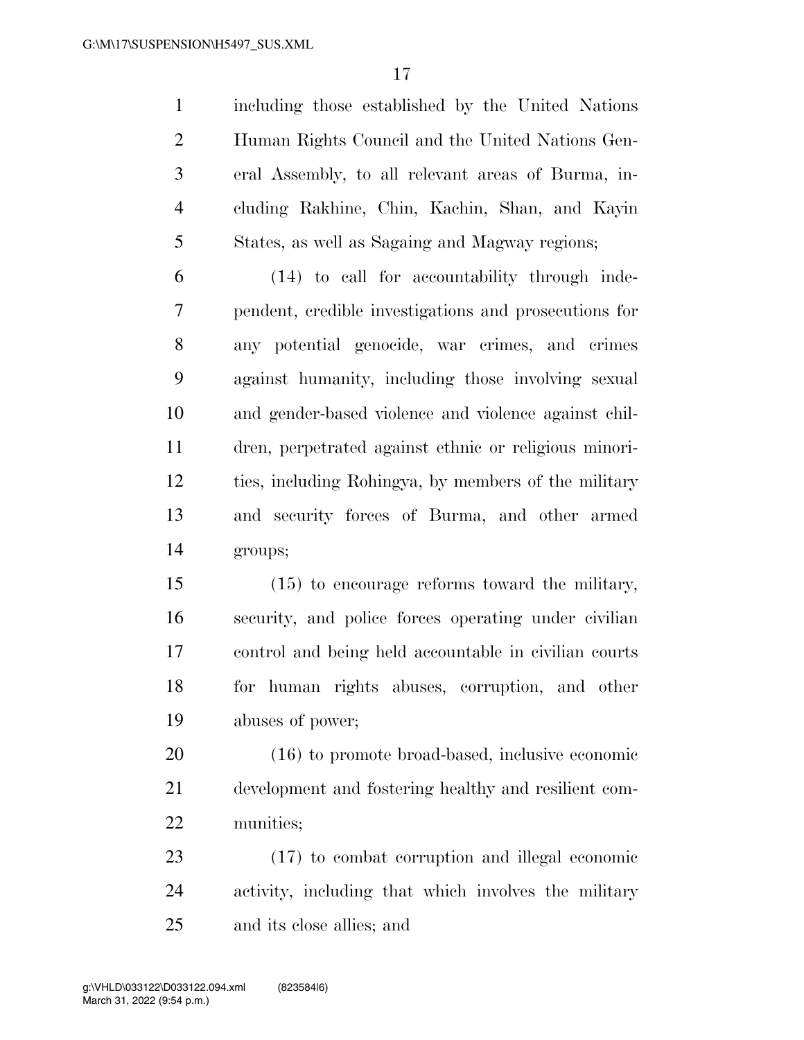including those established by the United Nations Human Rights Council and the United Nations General Assembly, to all relevant areas of Burma, including Rakhine, Chin, Kachin, Shan, and Kayin States, as well as Sagaing and Magway regions;

(14) to call for accountability through independent, credible investigations and prosecutions for any potential genocide, war crimes, and crimes against humanity, including those involving sexual and gender-based violence and violence against children, perpetrated against ethnic or religious minorities, including Rohingya, by members of the military and security forces of Burma, and other armed groups;

(15) to encourage reforms toward the military, security, and police forces operating under civilian control and being held accountable in civilian courts for human rights abuses, corruption, and other abuses of power;

(16) to promote broad-based, inclusive economic development and fostering healthy and resilient communities;

(17) to combat corruption and illegal economic activity, including that which involves the military and its close allies; and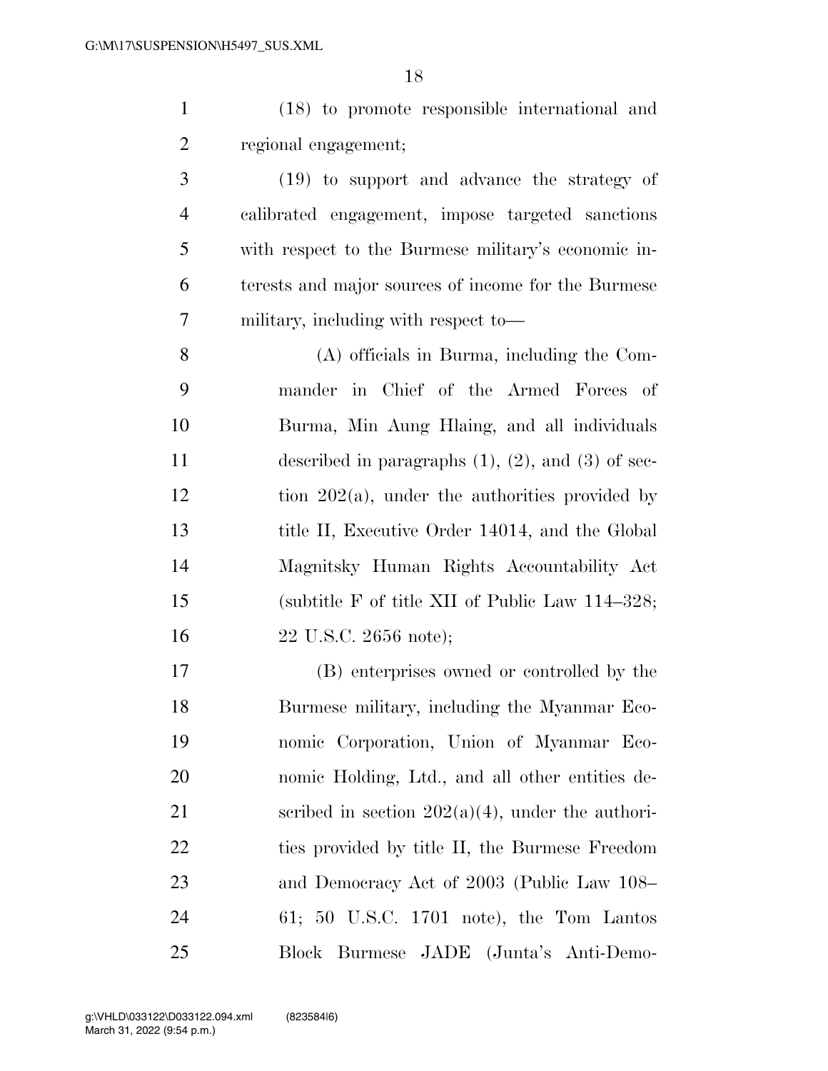(18) to promote responsible international and regional engagement;

(19) to support and advance the strategy of calibrated engagement, impose targeted sanctions with respect to the Burmese military's economic interests and major sources of income for the Burmese military, including with respect to—

(A) officials in Burma, including the Commander in Chief of the Armed Forces of Burma, Min Aung Hlaing, and all individuals described in paragraphs (1), (2), and (3) of section 202(a), under the authorities provided by title II, Executive Order 14014, and the Global Magnitsky Human Rights Accountability Act (subtitle F of title XII of Public Law 114–328; 22 U.S.C. 2656 note);

(B) enterprises owned or controlled by the Burmese military, including the Myanmar Economic Corporation, Union of Myanmar Economic Holding, Ltd., and all other entities described in section 202(a)(4), under the authorities provided by title II, the Burmese Freedom and Democracy Act of 2003 (Public Law 108–61; 50 U.S.C. 1701 note), the Tom Lantos Block Burmese JADE (Junta's Anti-Demo-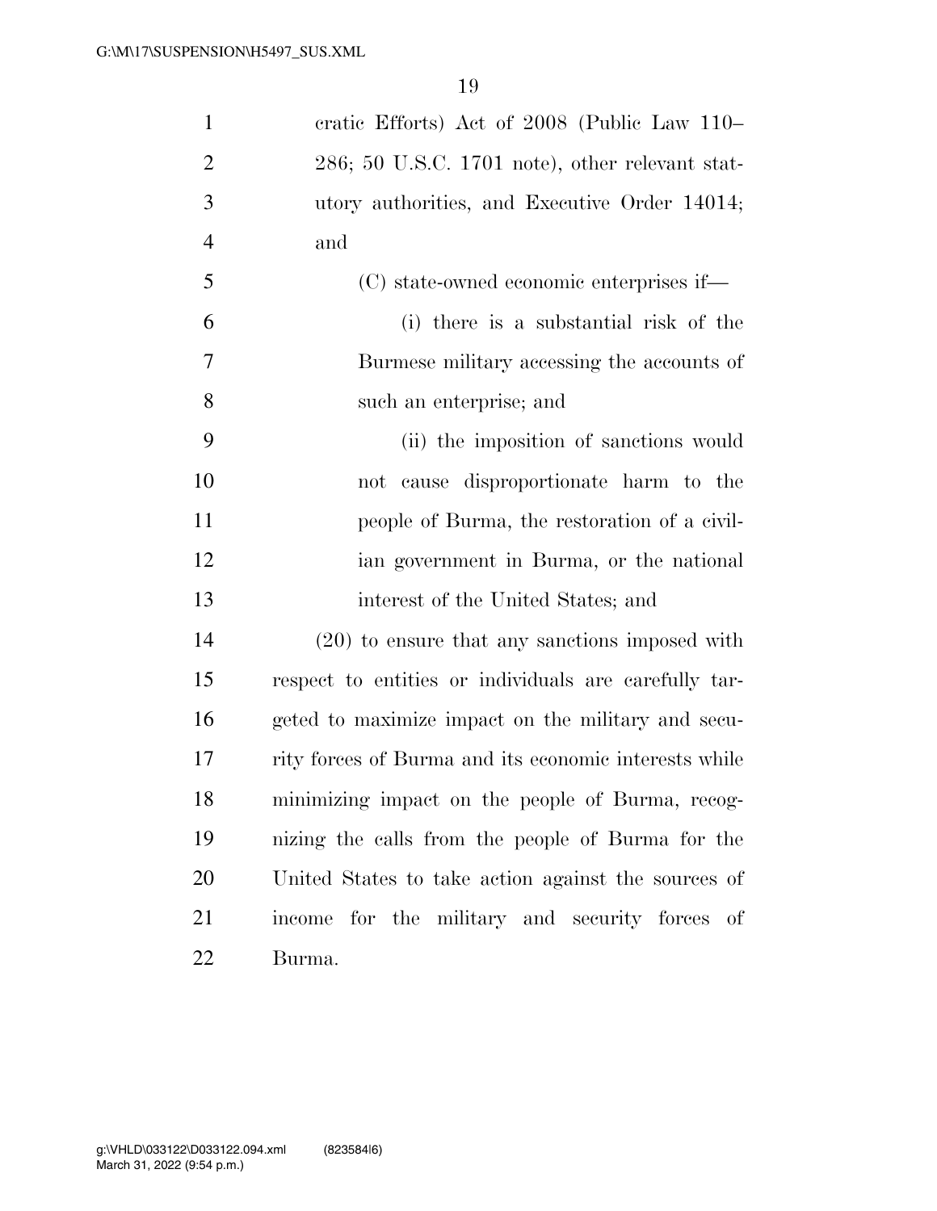cratic Efforts) Act of 2008 (Public Law 110–286; 50 U.S.C. 1701 note), other relevant statutory authorities, and Executive Order 14014; and

(C) state-owned economic enterprises if—

(i) there is a substantial risk of the Burmese military accessing the accounts of such an enterprise; and

(ii) the imposition of sanctions would not cause disproportionate harm to the people of Burma, the restoration of a civilian government in Burma, or the national interest of the United States; and

(20) to ensure that any sanctions imposed with respect to entities or individuals are carefully targeted to maximize impact on the military and security forces of Burma and its economic interests while minimizing impact on the people of Burma, recognizing the calls from the people of Burma for the United States to take action against the sources of income for the military and security forces of Burma.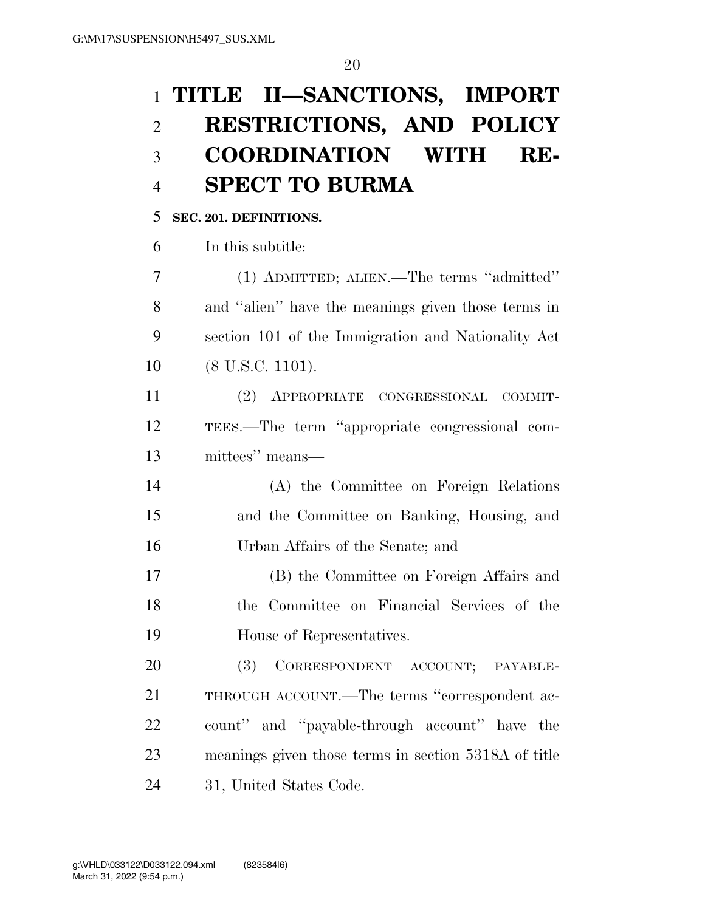# TITLE II—SANCTIONS, IMPORT RESTRICTIONS, AND POLICY COORDINATION WITH RESPECT TO BURMA

**SEC. 201. DEFINITIONS.**

In this subtitle:

(1) ADMITTED; ALIEN.—The terms ''admitted'' and ''alien'' have the meanings given those terms in section 101 of the Immigration and Nationality Act (8 U.S.C. 1101).

(2) APPROPRIATE CONGRESSIONAL COMMITTEES.—The term ''appropriate congressional committees'' means—

(A) the Committee on Foreign Relations and the Committee on Banking, Housing, and Urban Affairs of the Senate; and

(B) the Committee on Foreign Affairs and the Committee on Financial Services of the House of Representatives.

(3) CORRESPONDENT ACCOUNT; PAYABLE-THROUGH ACCOUNT.—The terms ''correspondent account'' and ''payable-through account'' have the meanings given those terms in section 5318A of title 31, United States Code.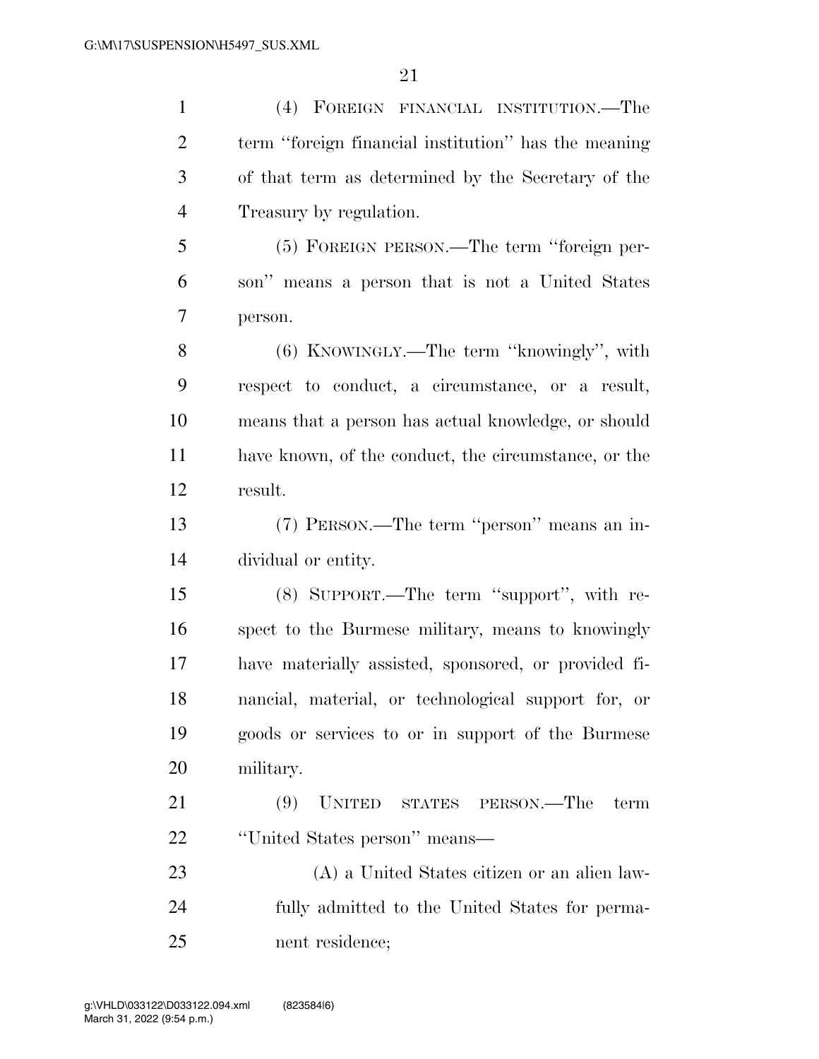(4) FOREIGN FINANCIAL INSTITUTION.—The term ''foreign financial institution'' has the meaning of that term as determined by the Secretary of the Treasury by regulation.

(5) FOREIGN PERSON.—The term ''foreign person'' means a person that is not a United States person.

(6) KNOWINGLY.—The term ''knowingly'', with respect to conduct, a circumstance, or a result, means that a person has actual knowledge, or should have known, of the conduct, the circumstance, or the result.

(7) PERSON.—The term ''person'' means an individual or entity.

(8) SUPPORT.—The term ''support'', with respect to the Burmese military, means to knowingly have materially assisted, sponsored, or provided financial, material, or technological support for, or goods or services to or in support of the Burmese military.

(9) UNITED STATES PERSON.—The term ''United States person'' means—

(A) a United States citizen or an alien lawfully admitted to the United States for permanent residence;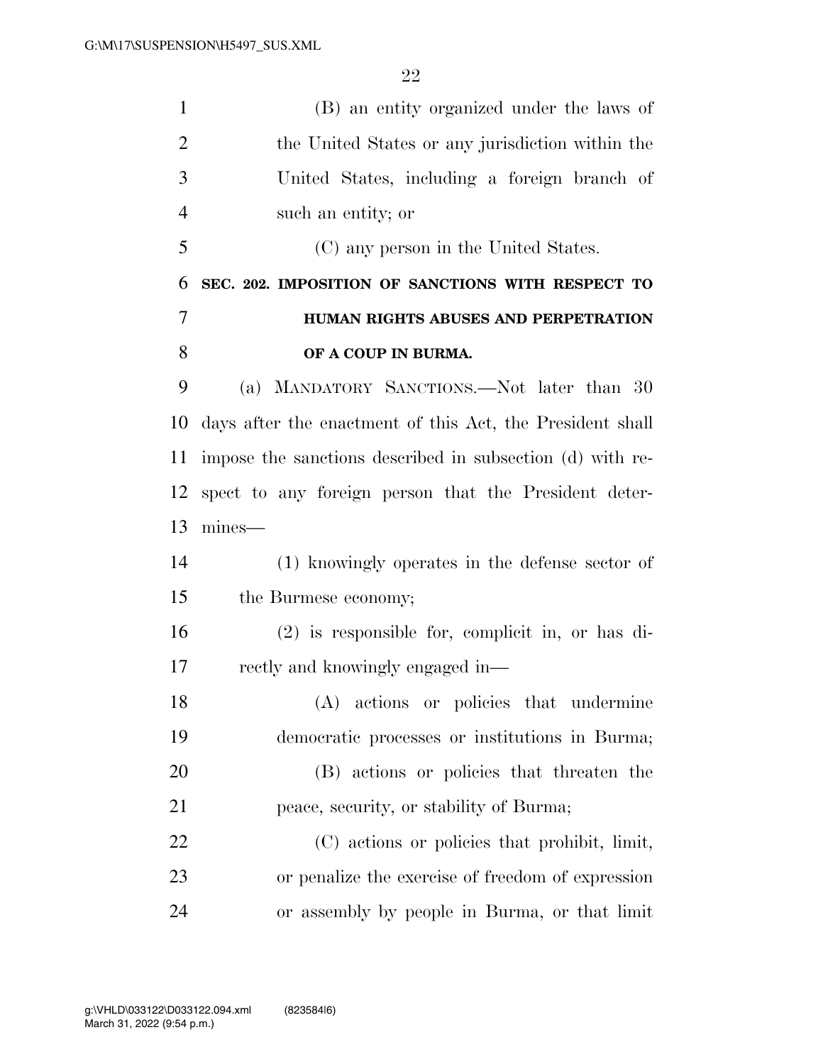(B) an entity organized under the laws of the United States or any jurisdiction within the United States, including a foreign branch of such an entity; or

(C) any person in the United States.

### SEC. 202. IMPOSITION OF SANCTIONS WITH RESPECT TO HUMAN RIGHTS ABUSES AND PERPETRATION OF A COUP IN BURMA.

(a) MANDATORY SANCTIONS.—Not later than 30 days after the enactment of this Act, the President shall impose the sanctions described in subsection (d) with respect to any foreign person that the President determines—

(1) knowingly operates in the defense sector of the Burmese economy;

(2) is responsible for, complicit in, or has directly and knowingly engaged in—

(A) actions or policies that undermine democratic processes or institutions in Burma;

(B) actions or policies that threaten the peace, security, or stability of Burma;

(C) actions or policies that prohibit, limit, or penalize the exercise of freedom of expression or assembly by people in Burma, or that limit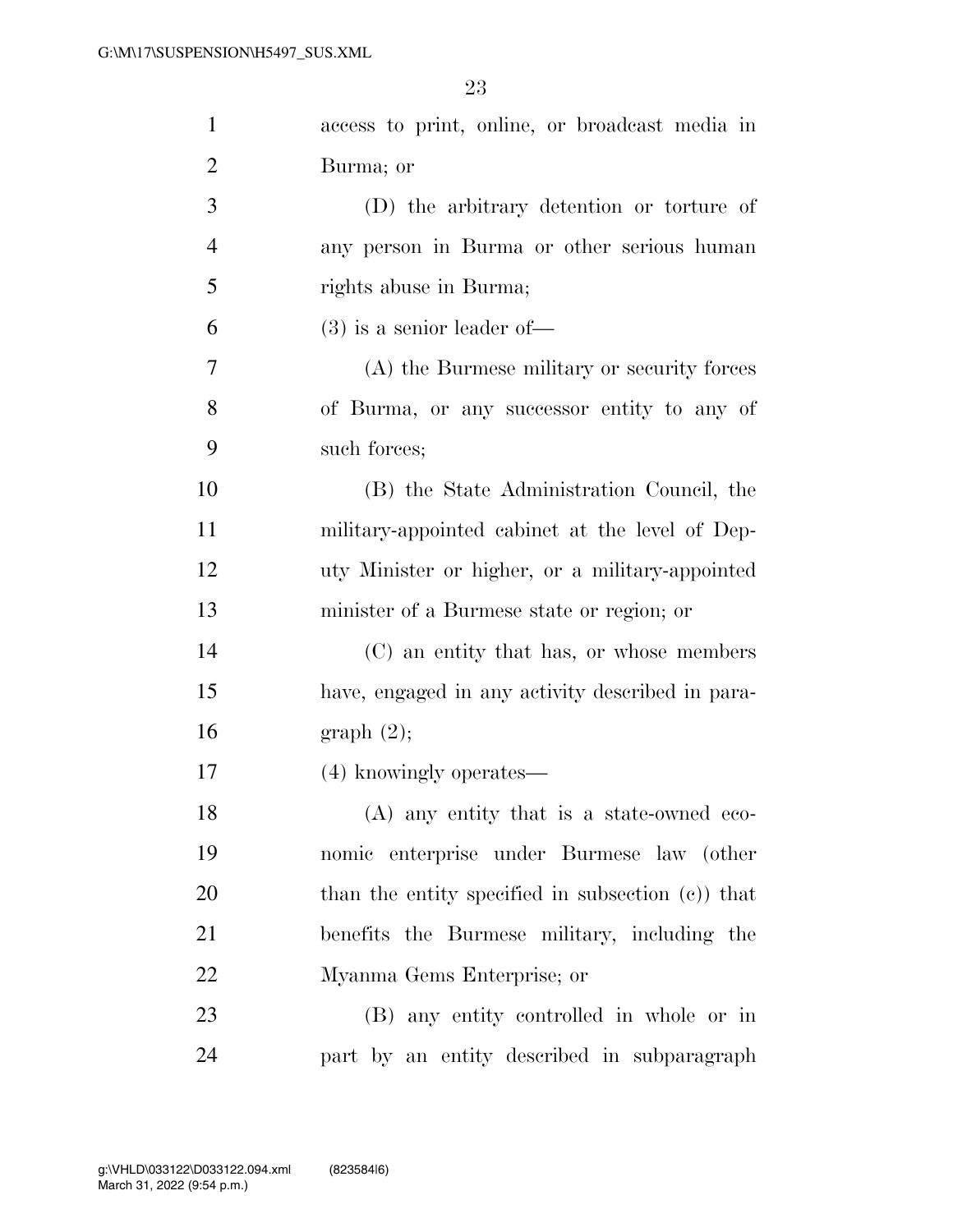access to print, online, or broadcast media in Burma; or

(D) the arbitrary detention or torture of any person in Burma or other serious human rights abuse in Burma;

(3) is a senior leader of—

(A) the Burmese military or security forces of Burma, or any successor entity to any of such forces;

(B) the State Administration Council, the military-appointed cabinet at the level of Deputy Minister or higher, or a military-appointed minister of a Burmese state or region; or

(C) an entity that has, or whose members have, engaged in any activity described in paragraph (2);

(4) knowingly operates—

(A) any entity that is a state-owned economic enterprise under Burmese law (other than the entity specified in subsection (c)) that benefits the Burmese military, including the Myanma Gems Enterprise; or

(B) any entity controlled in whole or in part by an entity described in subparagraph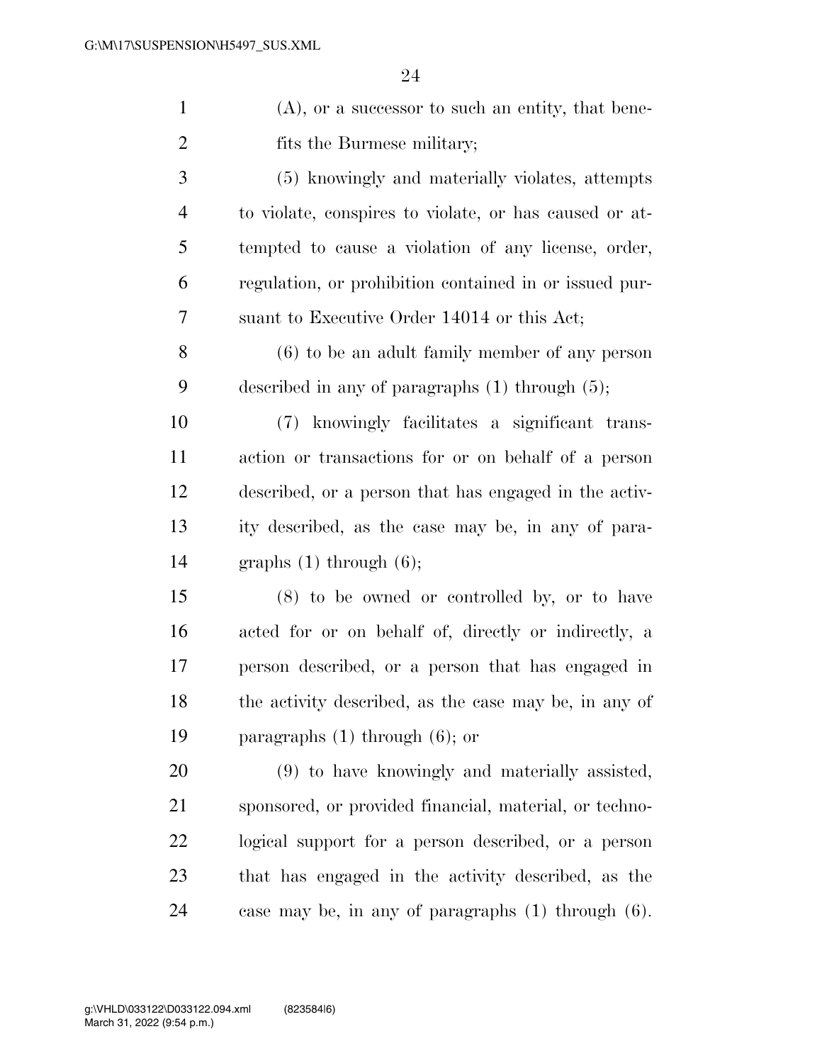(A), or a successor to such an entity, that benefits the Burmese military;

(5) knowingly and materially violates, attempts to violate, conspires to violate, or has caused or attempted to cause a violation of any license, order, regulation, or prohibition contained in or issued pursuant to Executive Order 14014 or this Act;

(6) to be an adult family member of any person described in any of paragraphs (1) through (5);

(7) knowingly facilitates a significant transaction or transactions for or on behalf of a person described, or a person that has engaged in the activity described, as the case may be, in any of paragraphs (1) through (6);

(8) to be owned or controlled by, or to have acted for or on behalf of, directly or indirectly, a person described, or a person that has engaged in the activity described, as the case may be, in any of paragraphs (1) through (6); or

(9) to have knowingly and materially assisted, sponsored, or provided financial, material, or technological support for a person described, or a person that has engaged in the activity described, as the case may be, in any of paragraphs (1) through (6).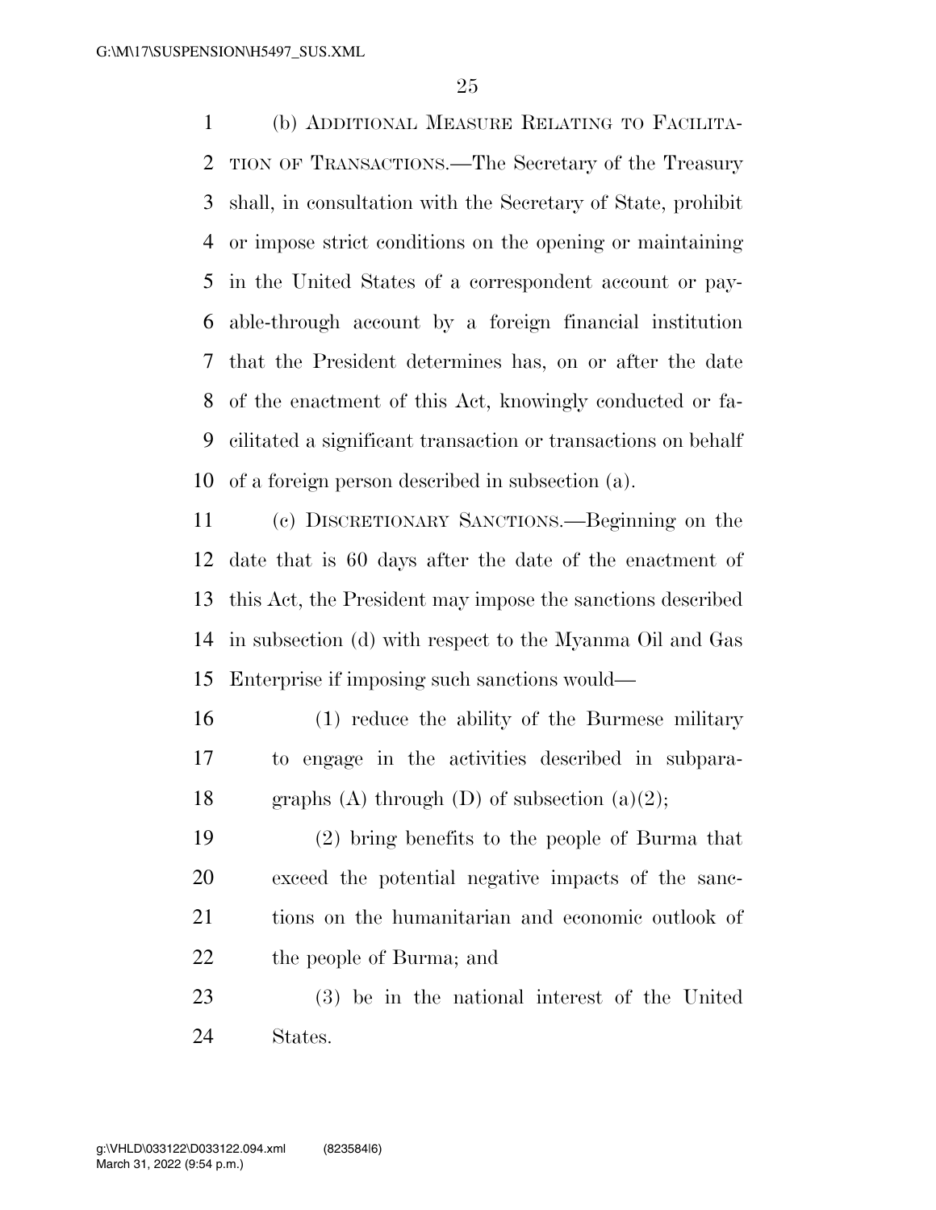(b) ADDITIONAL MEASURE RELATING TO FACILITATION OF TRANSACTIONS.—The Secretary of the Treasury shall, in consultation with the Secretary of State, prohibit or impose strict conditions on the opening or maintaining in the United States of a correspondent account or payable-through account by a foreign financial institution that the President determines has, on or after the date of the enactment of this Act, knowingly conducted or facilitated a significant transaction or transactions on behalf of a foreign person described in subsection (a).

(c) DISCRETIONARY SANCTIONS.—Beginning on the date that is 60 days after the date of the enactment of this Act, the President may impose the sanctions described in subsection (d) with respect to the Myanma Oil and Gas Enterprise if imposing such sanctions would—

(1) reduce the ability of the Burmese military to engage in the activities described in subparagraphs (A) through (D) of subsection (a)(2);

(2) bring benefits to the people of Burma that exceed the potential negative impacts of the sanctions on the humanitarian and economic outlook of the people of Burma; and

(3) be in the national interest of the United States.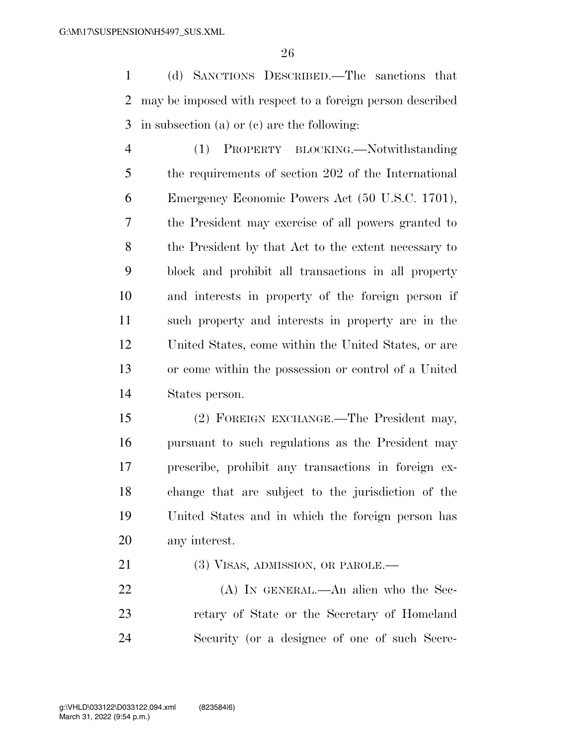(d) SANCTIONS DESCRIBED.—The sanctions that may be imposed with respect to a foreign person described in subsection (a) or (c) are the following:

(1) PROPERTY BLOCKING.—Notwithstanding the requirements of section 202 of the International Emergency Economic Powers Act (50 U.S.C. 1701), the President may exercise of all powers granted to the President by that Act to the extent necessary to block and prohibit all transactions in all property and interests in property of the foreign person if such property and interests in property are in the United States, come within the United States, or are or come within the possession or control of a United States person.

(2) FOREIGN EXCHANGE.—The President may, pursuant to such regulations as the President may prescribe, prohibit any transactions in foreign exchange that are subject to the jurisdiction of the United States and in which the foreign person has any interest.

(3) VISAS, ADMISSION, OR PAROLE.—

(A) IN GENERAL.—An alien who the Secretary of State or the Secretary of Homeland Security (or a designee of one of such Secre-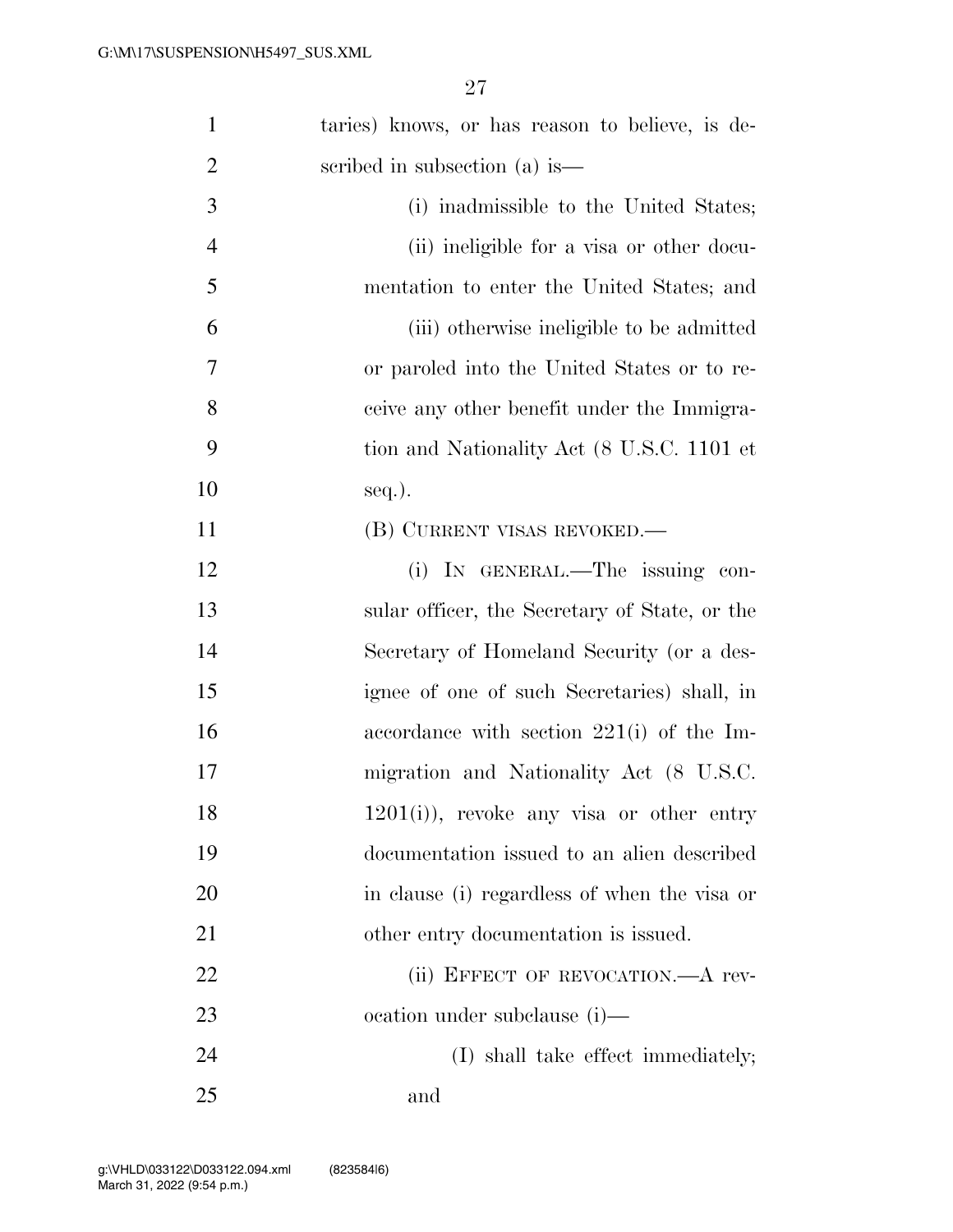taries) knows, or has reason to believe, is described in subsection (a) is—

(i) inadmissible to the United States;

(ii) ineligible for a visa or other documentation to enter the United States; and

(iii) otherwise ineligible to be admitted or paroled into the United States or to receive any other benefit under the Immigration and Nationality Act (8 U.S.C. 1101 et seq.).

(B) CURRENT VISAS REVOKED.—

(i) IN GENERAL.—The issuing consular officer, the Secretary of State, or the Secretary of Homeland Security (or a designee of one of such Secretaries) shall, in accordance with section 221(i) of the Immigration and Nationality Act (8 U.S.C. 1201(i)), revoke any visa or other entry documentation issued to an alien described in clause (i) regardless of when the visa or other entry documentation is issued.

(ii) EFFECT OF REVOCATION.—A revocation under subclause (i)—

(I) shall take effect immediately; and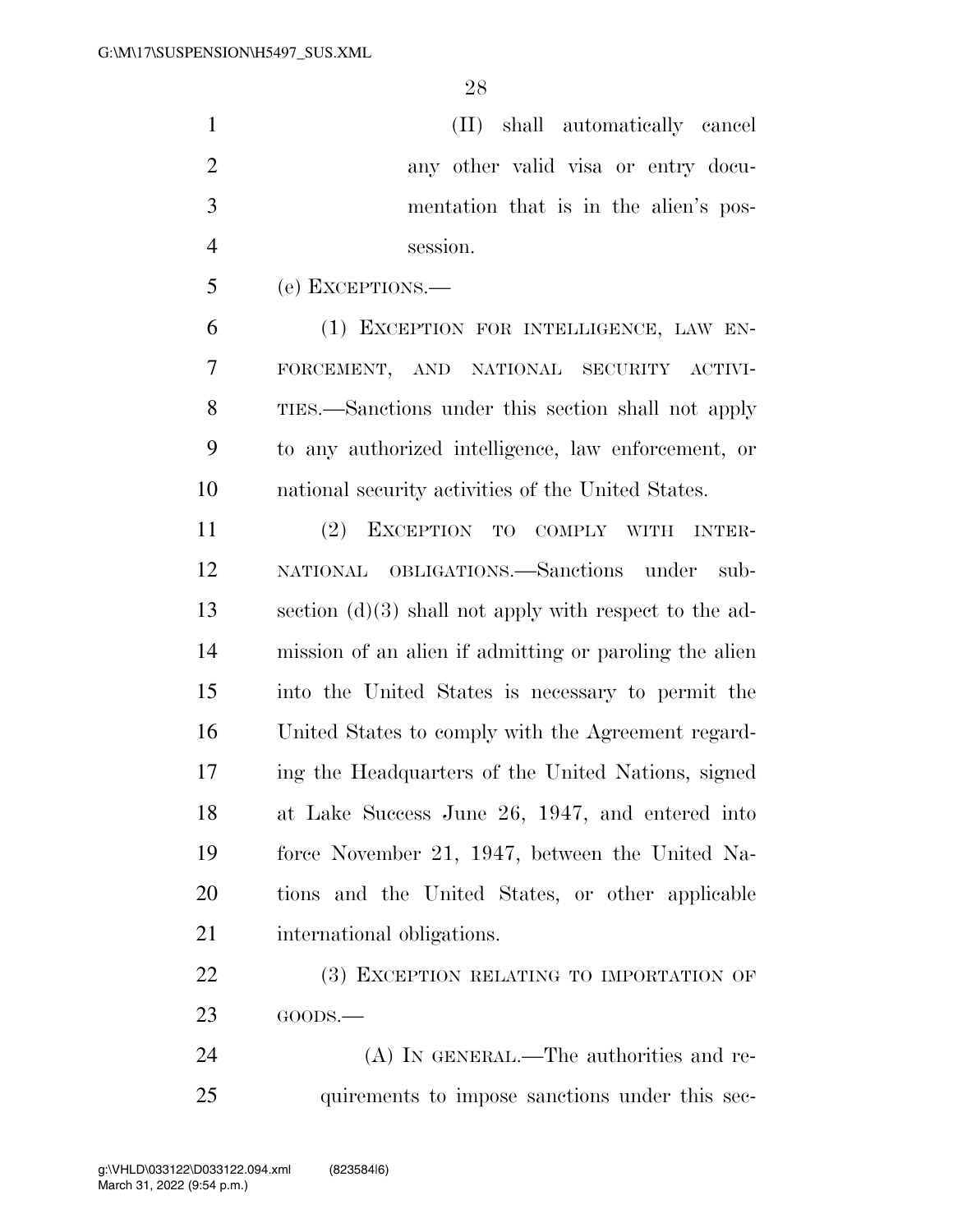(II) shall automatically cancel any other valid visa or entry documentation that is in the alien's possession.

(e) EXCEPTIONS.—

(1) EXCEPTION FOR INTELLIGENCE, LAW ENFORCEMENT, AND NATIONAL SECURITY ACTIVITIES.—Sanctions under this section shall not apply to any authorized intelligence, law enforcement, or national security activities of the United States.

(2) EXCEPTION TO COMPLY WITH INTERNATIONAL OBLIGATIONS.—Sanctions under subsection (d)(3) shall not apply with respect to the admission of an alien if admitting or paroling the alien into the United States is necessary to permit the United States to comply with the Agreement regarding the Headquarters of the United Nations, signed at Lake Success June 26, 1947, and entered into force November 21, 1947, between the United Nations and the United States, or other applicable international obligations.

(3) EXCEPTION RELATING TO IMPORTATION OF GOODS.—

(A) IN GENERAL.—The authorities and requirements to impose sanctions under this sec-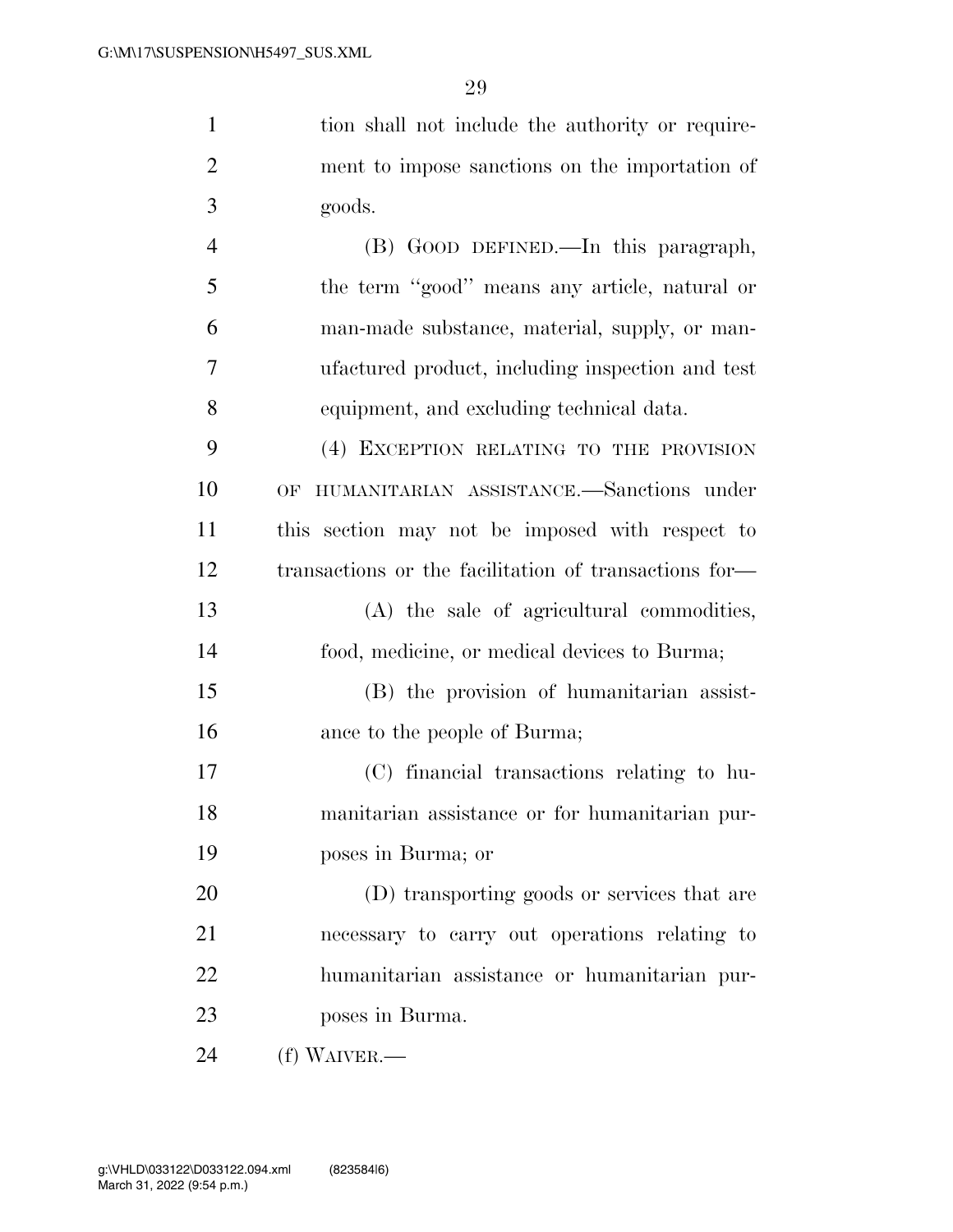tion shall not include the authority or requirement to impose sanctions on the importation of goods.

(B) GOOD DEFINED.—In this paragraph, the term "good" means any article, natural or man-made substance, material, supply, or manufactured product, including inspection and test equipment, and excluding technical data.

(4) EXCEPTION RELATING TO THE PROVISION OF HUMANITARIAN ASSISTANCE.—Sanctions under this section may not be imposed with respect to transactions or the facilitation of transactions for—

(A) the sale of agricultural commodities, food, medicine, or medical devices to Burma;

(B) the provision of humanitarian assistance to the people of Burma;

(C) financial transactions relating to humanitarian assistance or for humanitarian purposes in Burma; or

(D) transporting goods or services that are necessary to carry out operations relating to humanitarian assistance or humanitarian purposes in Burma.

(f) WAIVER.—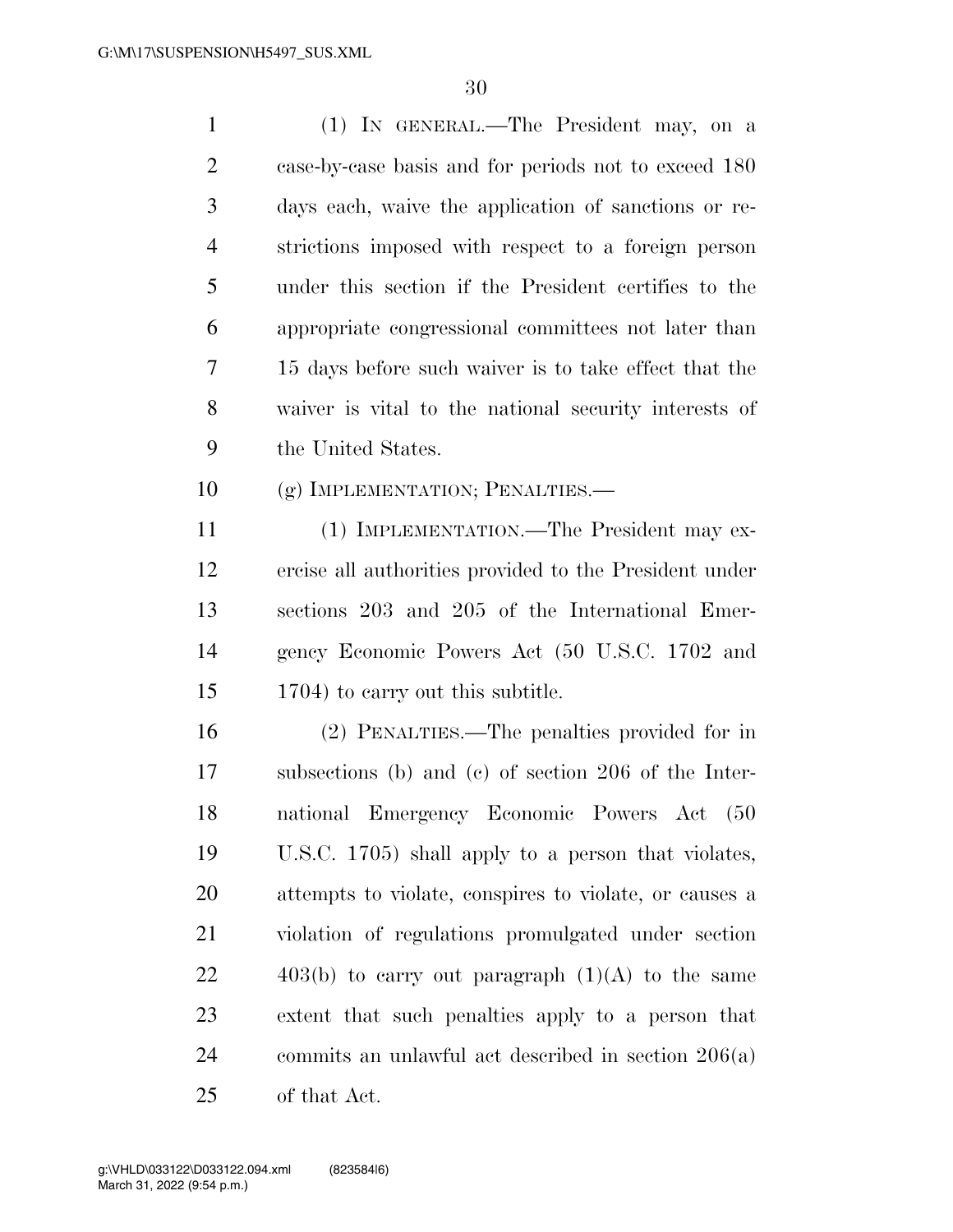(1) IN GENERAL.—The President may, on a case-by-case basis and for periods not to exceed 180 days each, waive the application of sanctions or restrictions imposed with respect to a foreign person under this section if the President certifies to the appropriate congressional committees not later than 15 days before such waiver is to take effect that the waiver is vital to the national security interests of the United States.

(g) IMPLEMENTATION; PENALTIES.—

(1) IMPLEMENTATION.—The President may exercise all authorities provided to the President under sections 203 and 205 of the International Emergency Economic Powers Act (50 U.S.C. 1702 and 1704) to carry out this subtitle.

(2) PENALTIES.—The penalties provided for in subsections (b) and (c) of section 206 of the International Emergency Economic Powers Act (50 U.S.C. 1705) shall apply to a person that violates, attempts to violate, conspires to violate, or causes a violation of regulations promulgated under section 403(b) to carry out paragraph (1)(A) to the same extent that such penalties apply to a person that commits an unlawful act described in section 206(a) of that Act.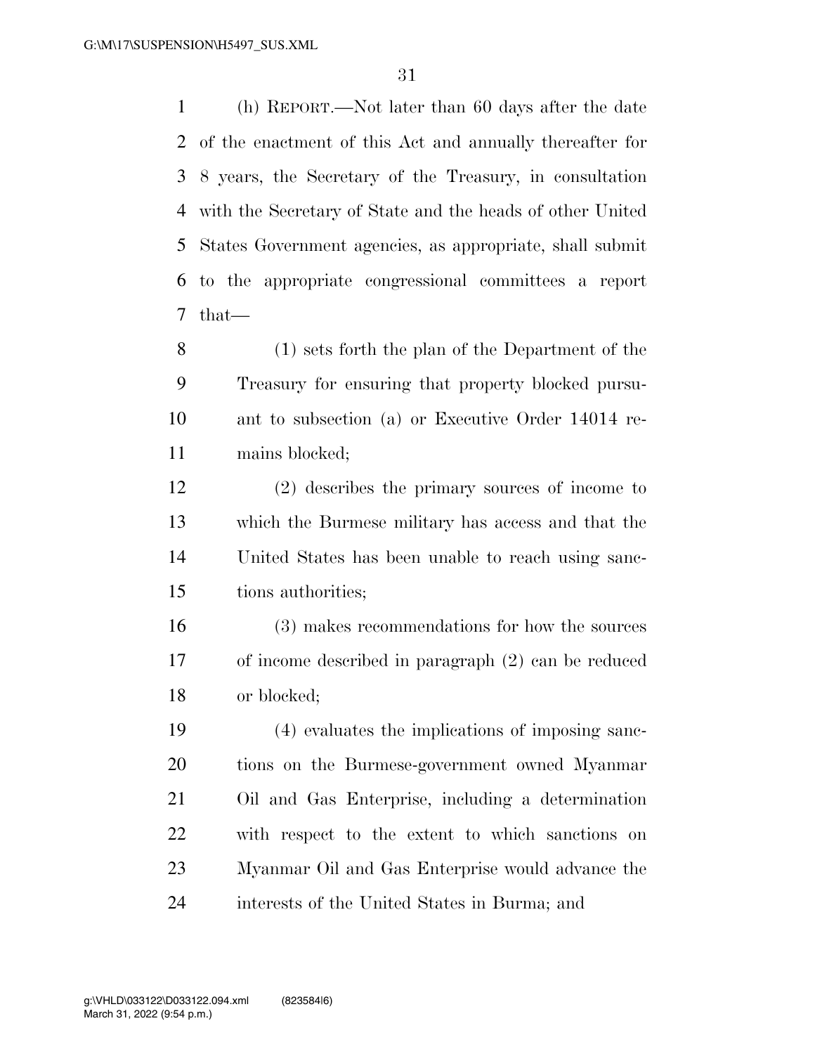(h) REPORT.—Not later than 60 days after the date of the enactment of this Act and annually thereafter for 8 years, the Secretary of the Treasury, in consultation with the Secretary of State and the heads of other United States Government agencies, as appropriate, shall submit to the appropriate congressional committees a report that—

(1) sets forth the plan of the Department of the Treasury for ensuring that property blocked pursuant to subsection (a) or Executive Order 14014 remains blocked;

(2) describes the primary sources of income to which the Burmese military has access and that the United States has been unable to reach using sanctions authorities;

(3) makes recommendations for how the sources of income described in paragraph (2) can be reduced or blocked;

(4) evaluates the implications of imposing sanctions on the Burmese-government owned Myanmar Oil and Gas Enterprise, including a determination with respect to the extent to which sanctions on Myanmar Oil and Gas Enterprise would advance the interests of the United States in Burma; and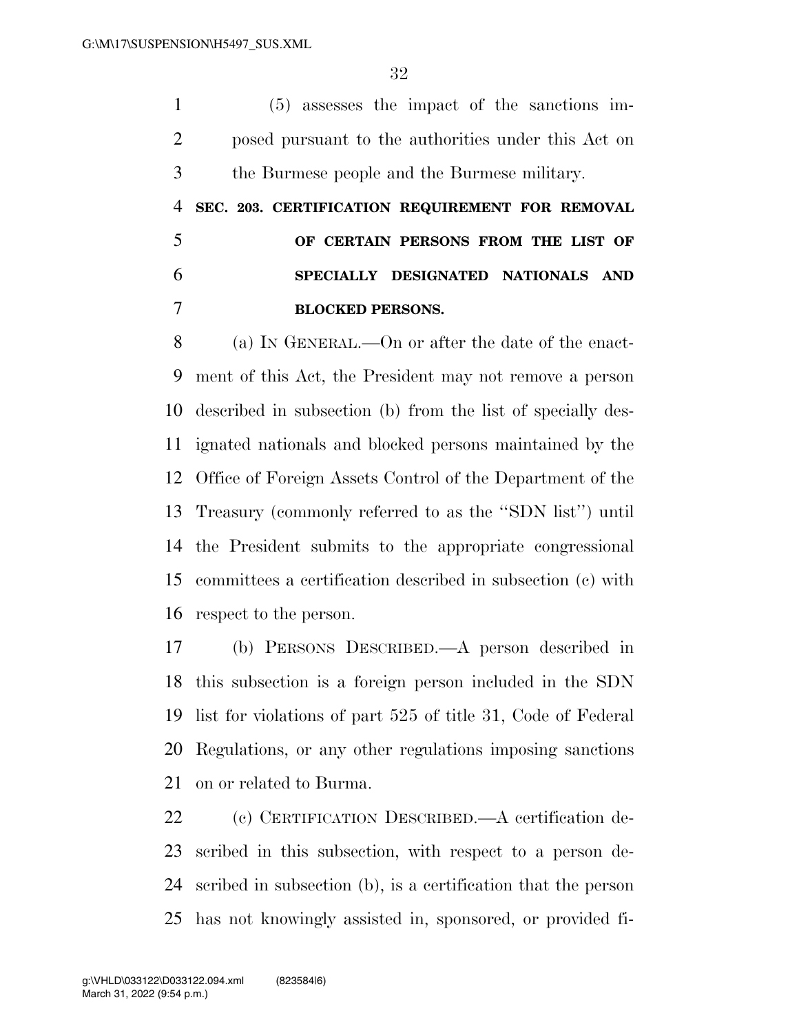(5) assesses the impact of the sanctions imposed pursuant to the authorities under this Act on the Burmese people and the Burmese military.

**SEC. 203. CERTIFICATION REQUIREMENT FOR REMOVAL OF CERTAIN PERSONS FROM THE LIST OF SPECIALLY DESIGNATED NATIONALS AND BLOCKED PERSONS.**

(a) IN GENERAL.—On or after the date of the enactment of this Act, the President may not remove a person described in subsection (b) from the list of specially designated nationals and blocked persons maintained by the Office of Foreign Assets Control of the Department of the Treasury (commonly referred to as the "SDN list") until the President submits to the appropriate congressional committees a certification described in subsection (c) with respect to the person.

(b) PERSONS DESCRIBED.—A person described in this subsection is a foreign person included in the SDN list for violations of part 525 of title 31, Code of Federal Regulations, or any other regulations imposing sanctions on or related to Burma.

(c) CERTIFICATION DESCRIBED.—A certification described in this subsection, with respect to a person described in subsection (b), is a certification that the person has not knowingly assisted in, sponsored, or provided fi-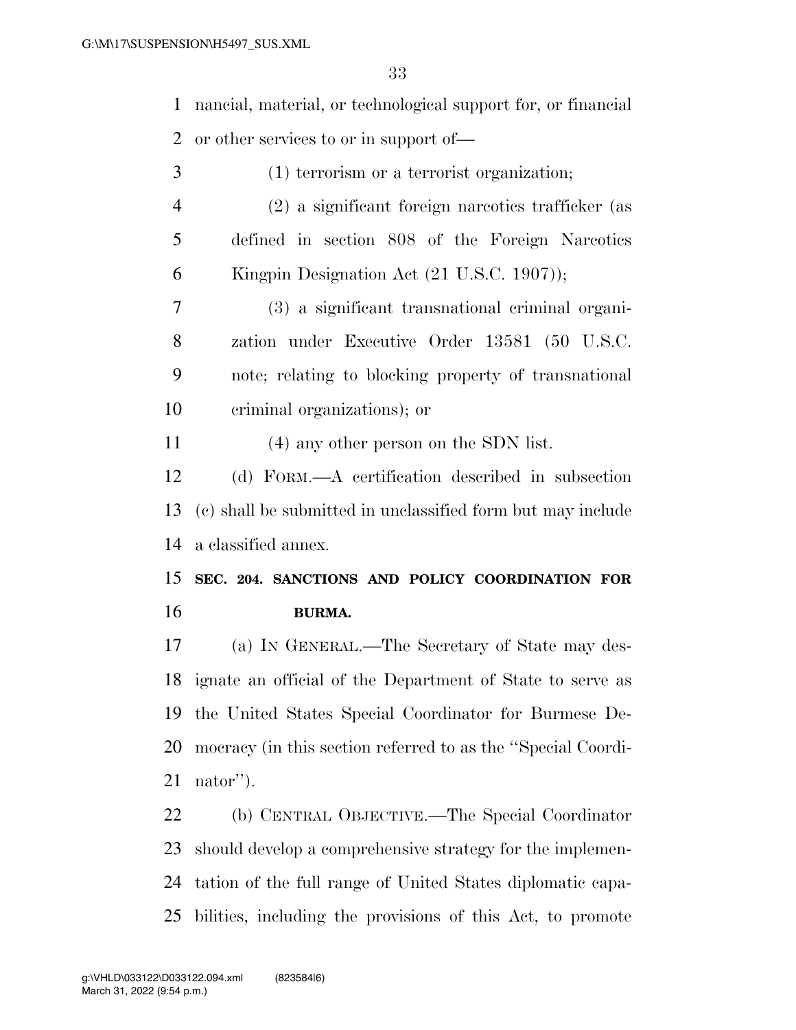nancial, material, or technological support for, or financial or other services to or in support of—

(1) terrorism or a terrorist organization;

(2) a significant foreign narcotics trafficker (as defined in section 808 of the Foreign Narcotics Kingpin Designation Act (21 U.S.C. 1907));

(3) a significant transnational criminal organization under Executive Order 13581 (50 U.S.C. note; relating to blocking property of transnational criminal organizations); or

(4) any other person on the SDN list.

(d) FORM.—A certification described in subsection (c) shall be submitted in unclassified form but may include a classified annex.

**SEC. 204. SANCTIONS AND POLICY COORDINATION FOR BURMA.**

(a) IN GENERAL.—The Secretary of State may designate an official of the Department of State to serve as the United States Special Coordinator for Burmese Democracy (in this section referred to as the ''Special Coordinator'').

(b) CENTRAL OBJECTIVE.—The Special Coordinator should develop a comprehensive strategy for the implementation of the full range of United States diplomatic capabilities, including the provisions of this Act, to promote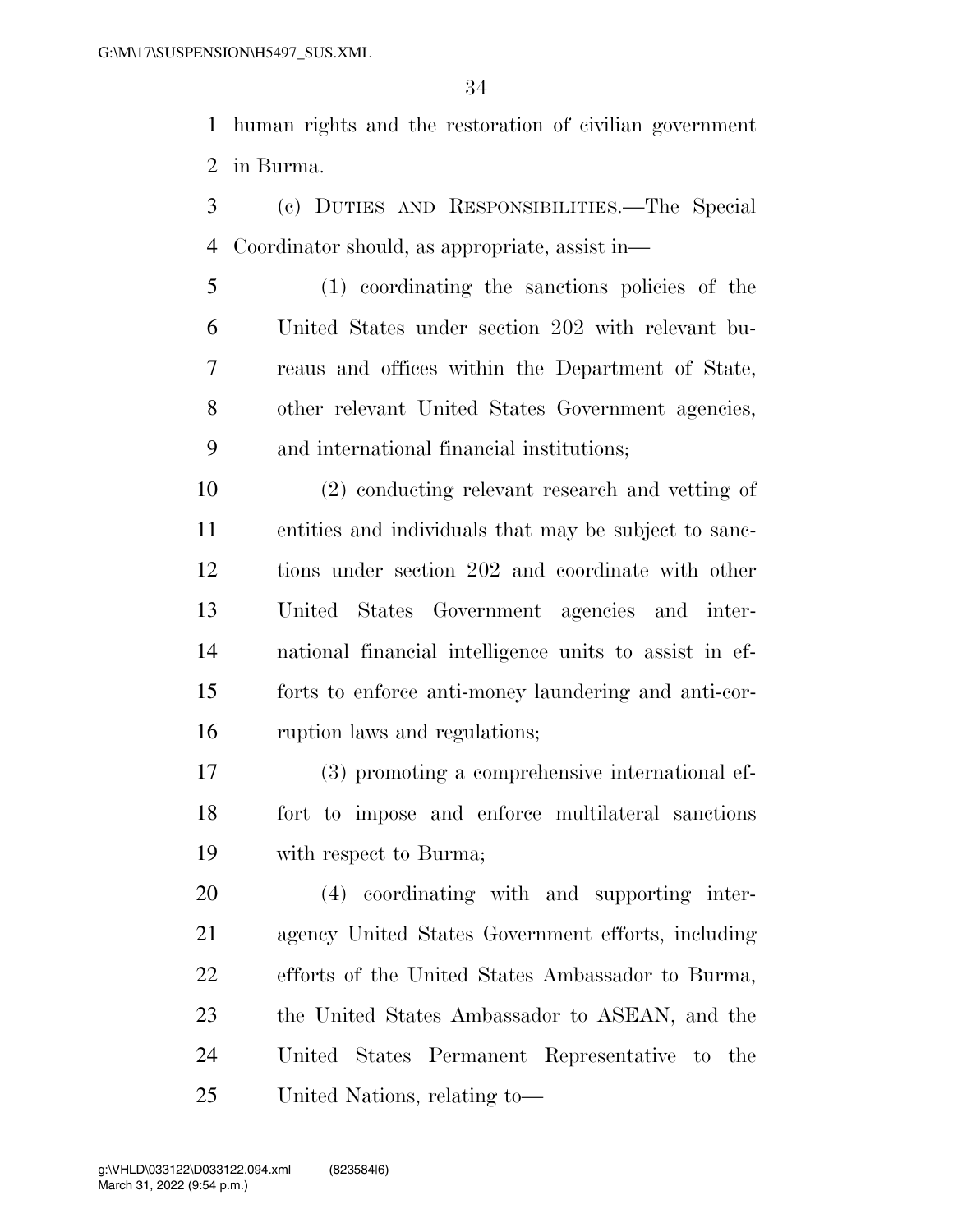human rights and the restoration of civilian government in Burma.

(c) DUTIES AND RESPONSIBILITIES.—The Special Coordinator should, as appropriate, assist in—

(1) coordinating the sanctions policies of the United States under section 202 with relevant bureaus and offices within the Department of State, other relevant United States Government agencies, and international financial institutions;

(2) conducting relevant research and vetting of entities and individuals that may be subject to sanctions under section 202 and coordinate with other United States Government agencies and international financial intelligence units to assist in efforts to enforce anti-money laundering and anti-corruption laws and regulations;

(3) promoting a comprehensive international effort to impose and enforce multilateral sanctions with respect to Burma;

(4) coordinating with and supporting interagency United States Government efforts, including efforts of the United States Ambassador to Burma, the United States Ambassador to ASEAN, and the United States Permanent Representative to the United Nations, relating to—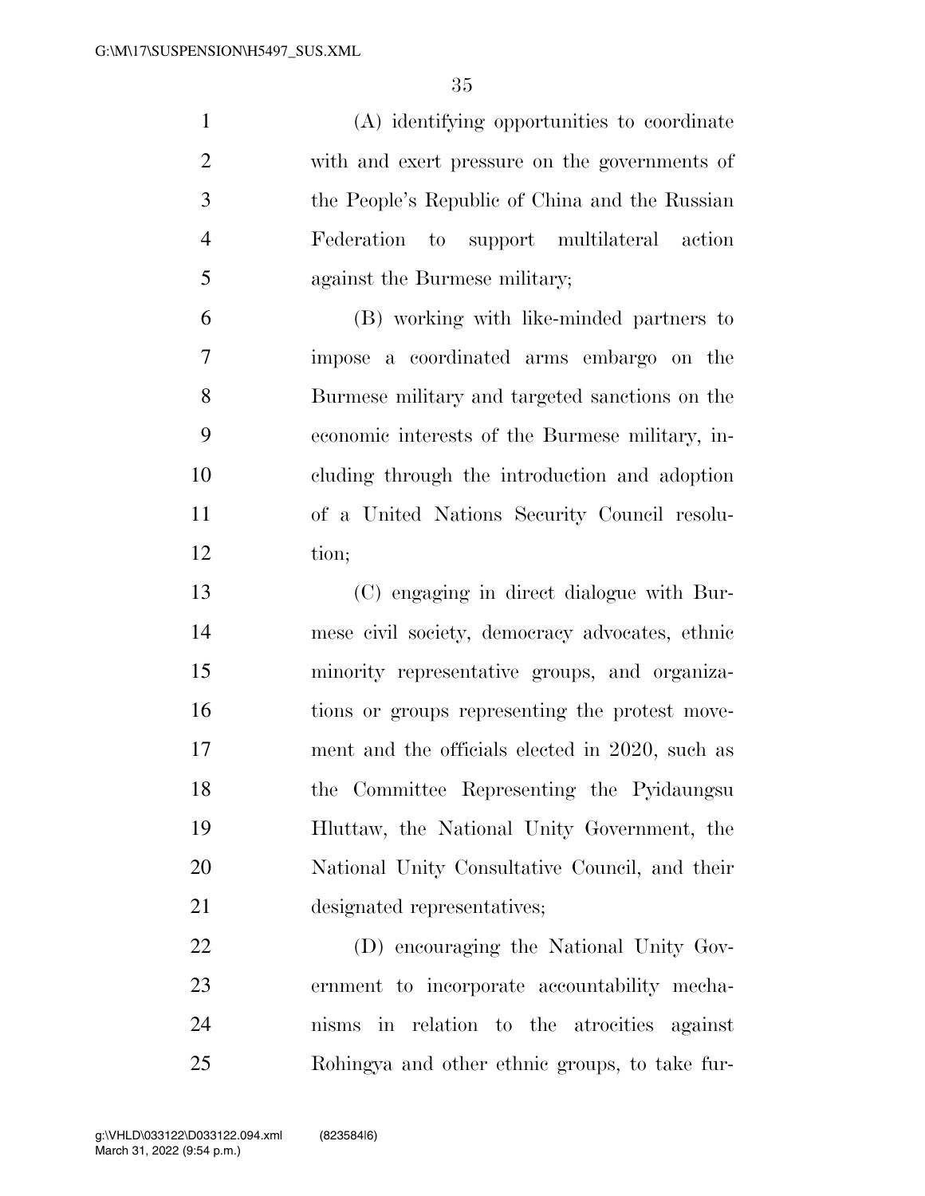(A) identifying opportunities to coordinate with and exert pressure on the governments of the People's Republic of China and the Russian Federation to support multilateral action against the Burmese military;

(B) working with like-minded partners to impose a coordinated arms embargo on the Burmese military and targeted sanctions on the economic interests of the Burmese military, including through the introduction and adoption of a United Nations Security Council resolution;

(C) engaging in direct dialogue with Burmese civil society, democracy advocates, ethnic minority representative groups, and organizations or groups representing the protest movement and the officials elected in 2020, such as the Committee Representing the Pyidaungsu Hluttaw, the National Unity Government, the National Unity Consultative Council, and their designated representatives;

(D) encouraging the National Unity Government to incorporate accountability mechanisms in relation to the atrocities against Rohingya and other ethnic groups, to take fur-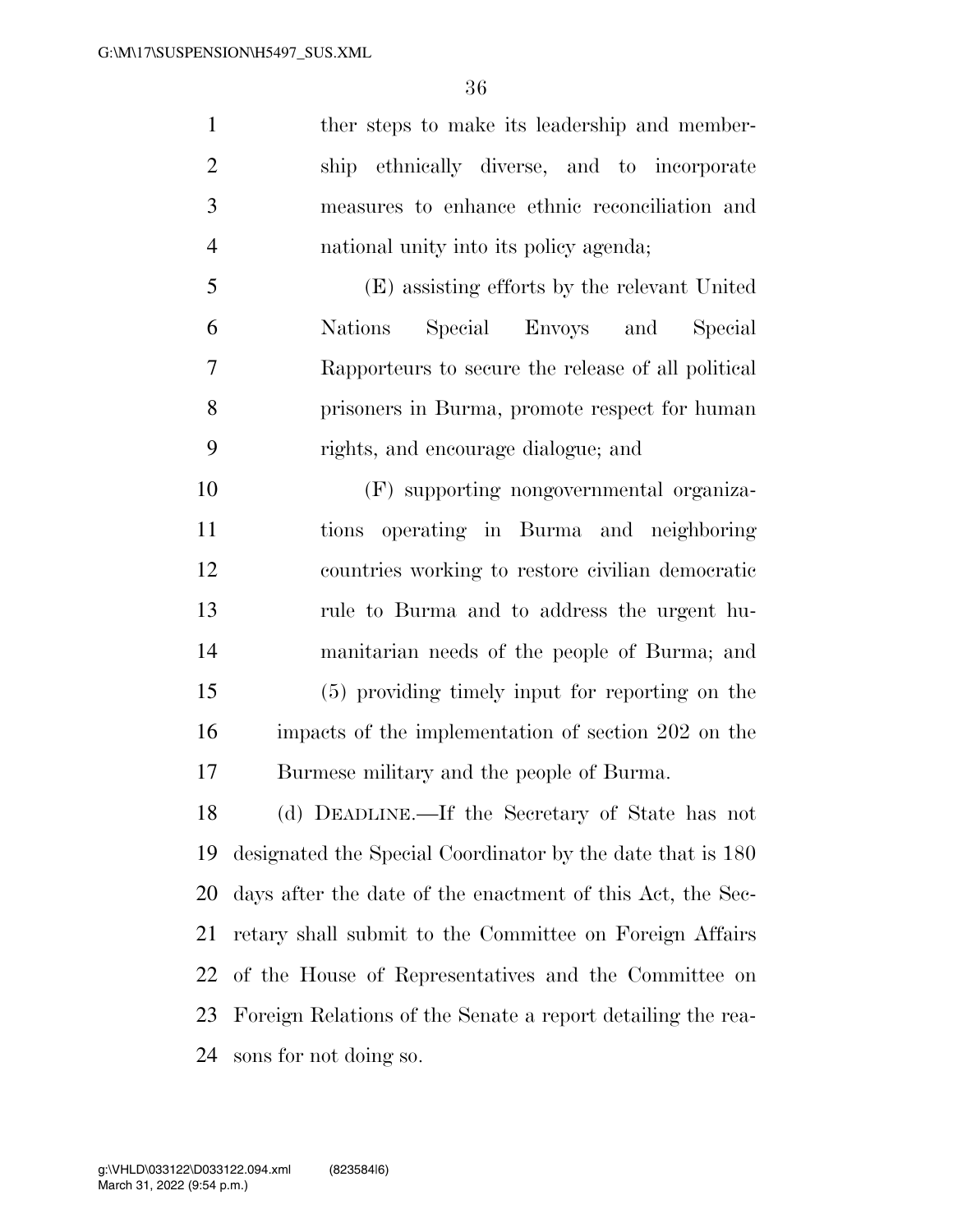ther steps to make its leadership and membership ethnically diverse, and to incorporate measures to enhance ethnic reconciliation and national unity into its policy agenda;

(E) assisting efforts by the relevant United Nations Special Envoys and Special Rapporteurs to secure the release of all political prisoners in Burma, promote respect for human rights, and encourage dialogue; and

(F) supporting nongovernmental organizations operating in Burma and neighboring countries working to restore civilian democratic rule to Burma and to address the urgent humanitarian needs of the people of Burma; and

(5) providing timely input for reporting on the impacts of the implementation of section 202 on the Burmese military and the people of Burma.

(d) DEADLINE.—If the Secretary of State has not designated the Special Coordinator by the date that is 180 days after the date of the enactment of this Act, the Secretary shall submit to the Committee on Foreign Affairs of the House of Representatives and the Committee on Foreign Relations of the Senate a report detailing the reasons for not doing so.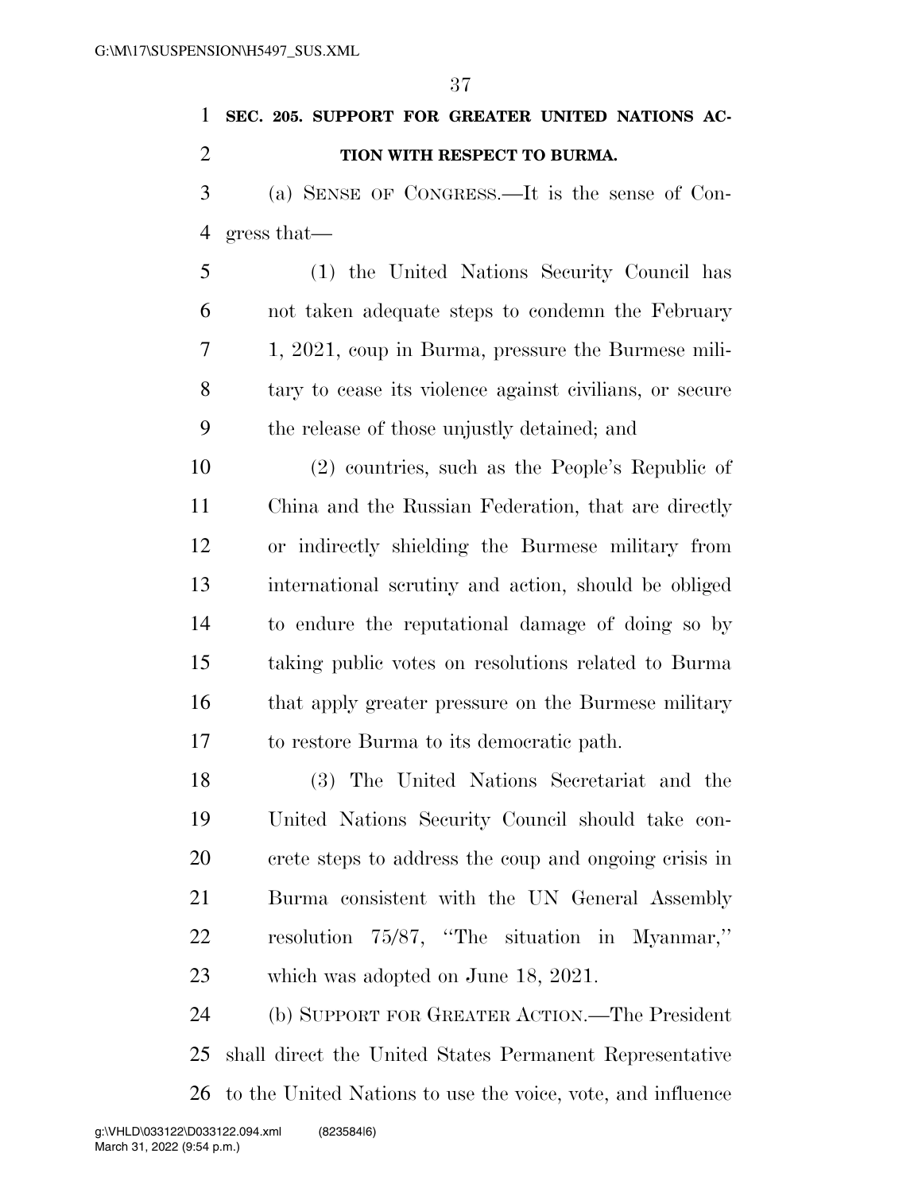**SEC. 205. SUPPORT FOR GREATER UNITED NATIONS ACTION WITH RESPECT TO BURMA.**

(a) SENSE OF CONGRESS.—It is the sense of Congress that—

(1) the United Nations Security Council has not taken adequate steps to condemn the February 1, 2021, coup in Burma, pressure the Burmese military to cease its violence against civilians, or secure the release of those unjustly detained; and

(2) countries, such as the People's Republic of China and the Russian Federation, that are directly or indirectly shielding the Burmese military from international scrutiny and action, should be obliged to endure the reputational damage of doing so by taking public votes on resolutions related to Burma that apply greater pressure on the Burmese military to restore Burma to its democratic path.

(3) The United Nations Secretariat and the United Nations Security Council should take concrete steps to address the coup and ongoing crisis in Burma consistent with the UN General Assembly resolution 75/87, "The situation in Myanmar," which was adopted on June 18, 2021.

(b) SUPPORT FOR GREATER ACTION.—The President shall direct the United States Permanent Representative to the United Nations to use the voice, vote, and influence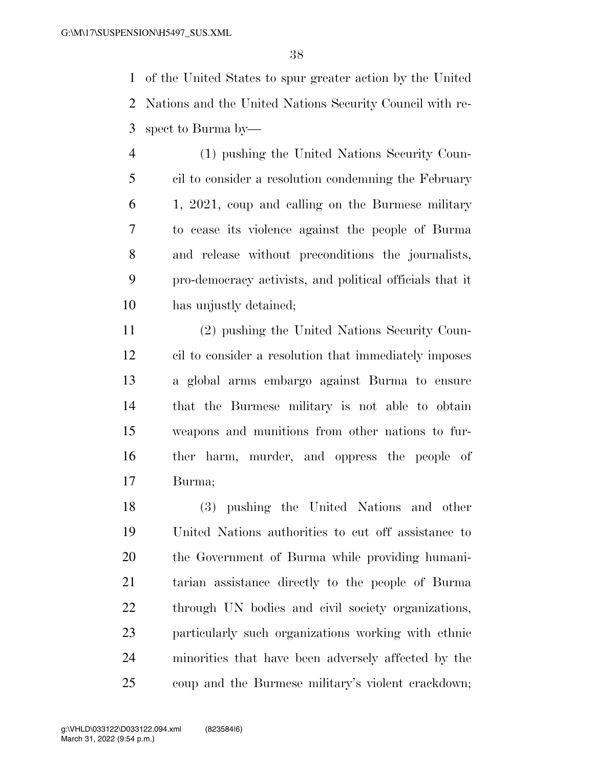of the United States to spur greater action by the United Nations and the United Nations Security Council with respect to Burma by—

(1) pushing the United Nations Security Council to consider a resolution condemning the February 1, 2021, coup and calling on the Burmese military to cease its violence against the people of Burma and release without preconditions the journalists, pro-democracy activists, and political officials that it has unjustly detained;

(2) pushing the United Nations Security Council to consider a resolution that immediately imposes a global arms embargo against Burma to ensure that the Burmese military is not able to obtain weapons and munitions from other nations to further harm, murder, and oppress the people of Burma;

(3) pushing the United Nations and other United Nations authorities to cut off assistance to the Government of Burma while providing humanitarian assistance directly to the people of Burma through UN bodies and civil society organizations, particularly such organizations working with ethnic minorities that have been adversely affected by the coup and the Burmese military's violent crackdown;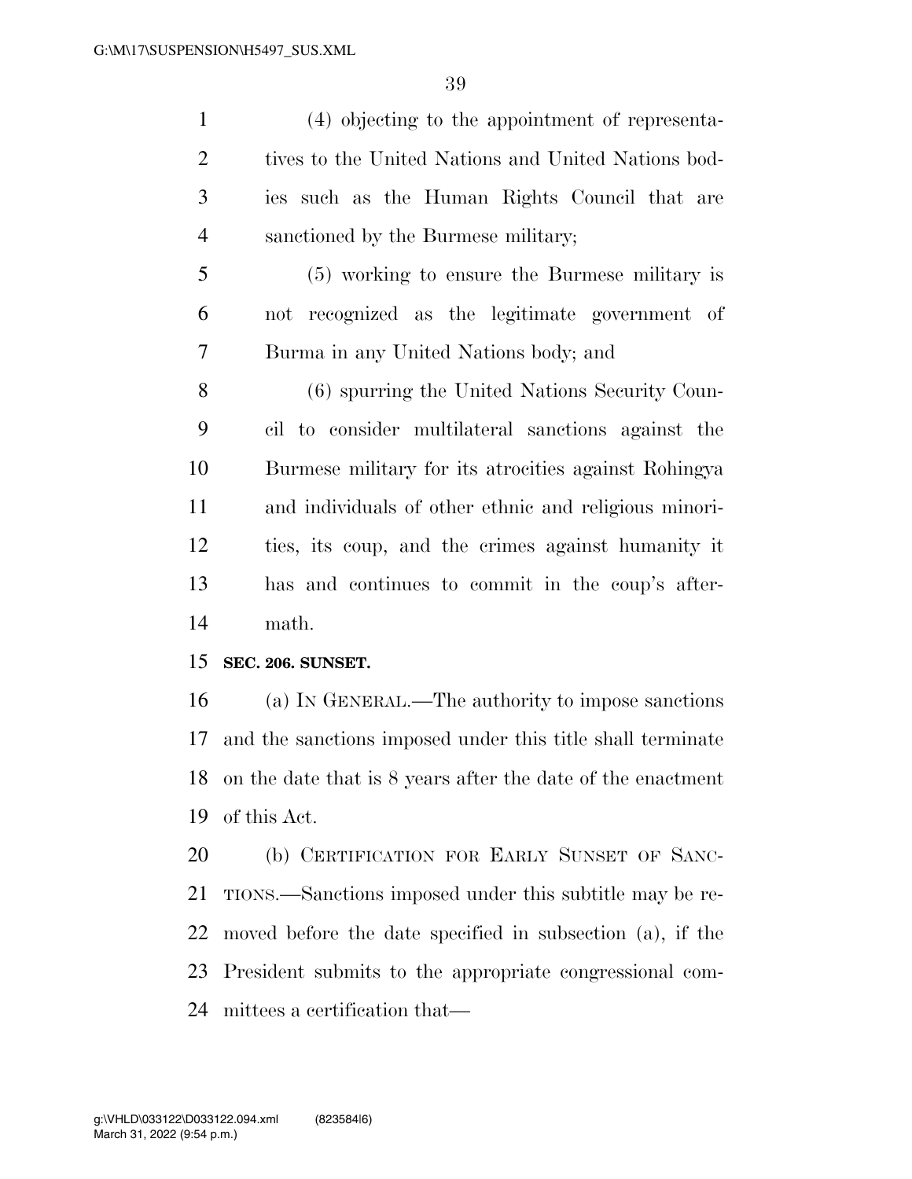(4) objecting to the appointment of representatives to the United Nations and United Nations bodies such as the Human Rights Council that are sanctioned by the Burmese military;

(5) working to ensure the Burmese military is not recognized as the legitimate government of Burma in any United Nations body; and

(6) spurring the United Nations Security Council to consider multilateral sanctions against the Burmese military for its atrocities against Rohingya and individuals of other ethnic and religious minorities, its coup, and the crimes against humanity it has and continues to commit in the coup's aftermath.

**SEC. 206. SUNSET.**

(a) IN GENERAL.—The authority to impose sanctions and the sanctions imposed under this title shall terminate on the date that is 8 years after the date of the enactment of this Act.

(b) CERTIFICATION FOR EARLY SUNSET OF SANCTIONS.—Sanctions imposed under this subtitle may be removed before the date specified in subsection (a), if the President submits to the appropriate congressional committees a certification that—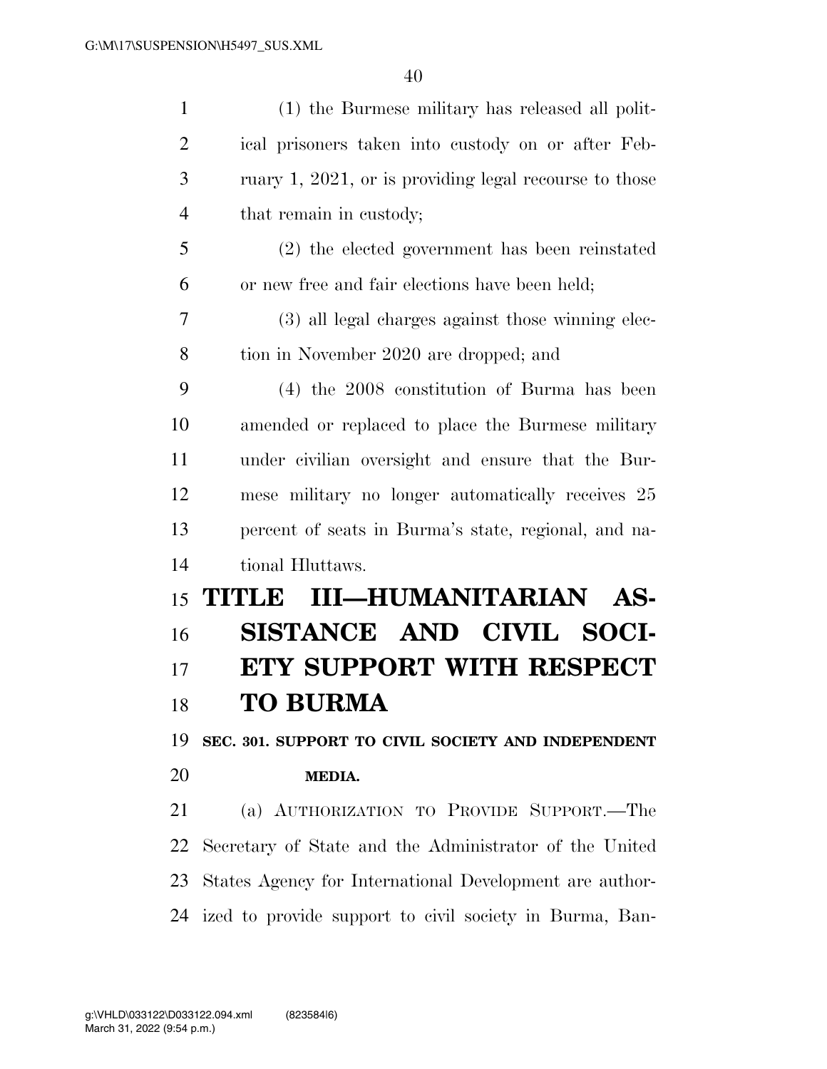(1) the Burmese military has released all political prisoners taken into custody on or after February 1, 2021, or is providing legal recourse to those that remain in custody;

(2) the elected government has been reinstated or new free and fair elections have been held;

(3) all legal charges against those winning election in November 2020 are dropped; and

(4) the 2008 constitution of Burma has been amended or replaced to place the Burmese military under civilian oversight and ensure that the Burmese military no longer automatically receives 25 percent of seats in Burma's state, regional, and national Hluttaws.

# TITLE III—HUMANITARIAN ASSISTANCE AND CIVIL SOCIETY SUPPORT WITH RESPECT TO BURMA

### SEC. 301. SUPPORT TO CIVIL SOCIETY AND INDEPENDENT MEDIA.

(a) AUTHORIZATION TO PROVIDE SUPPORT.—The Secretary of State and the Administrator of the United States Agency for International Development are authorized to provide support to civil society in Burma, Ban-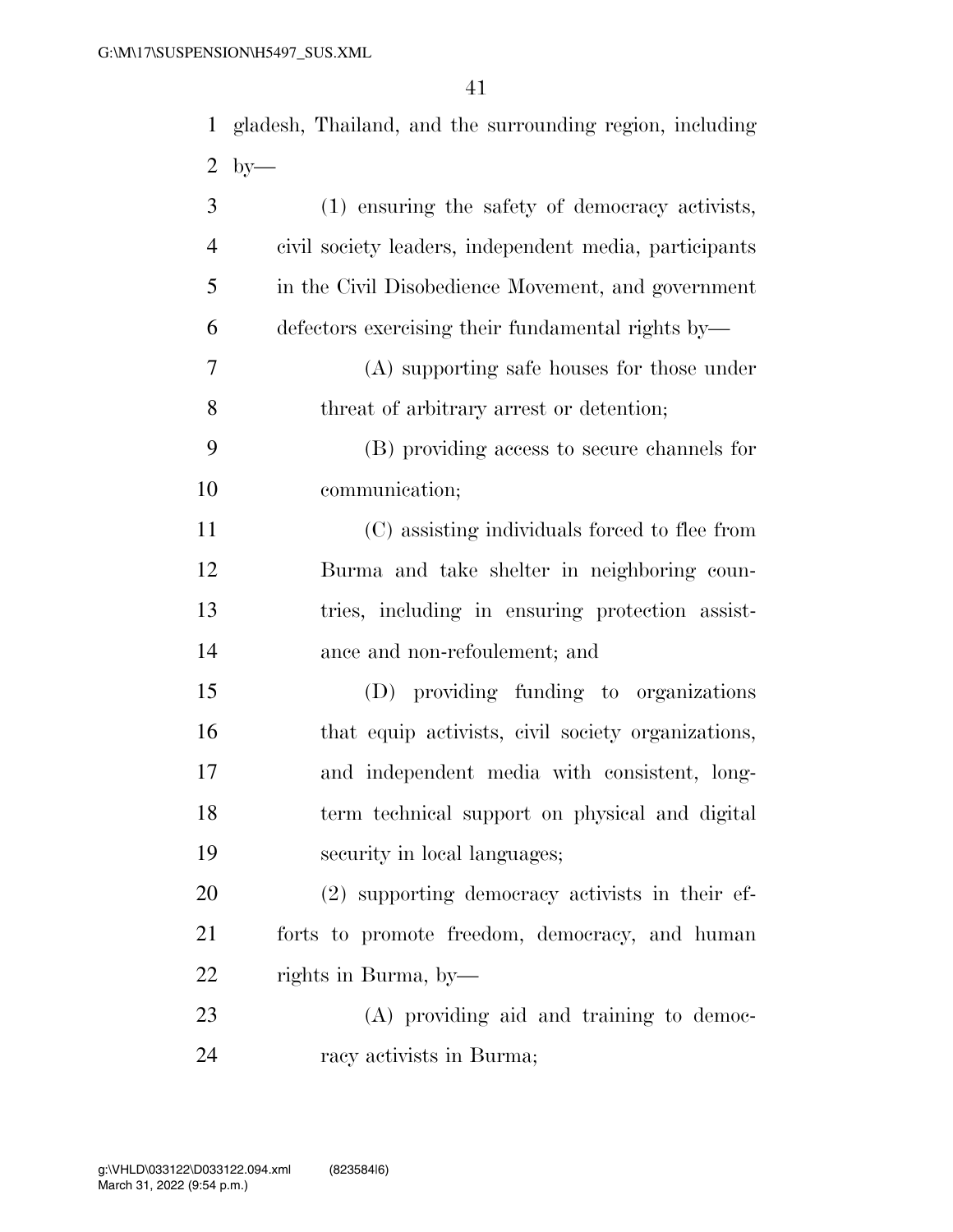gladesh, Thailand, and the surrounding region, including by—

(1) ensuring the safety of democracy activists, civil society leaders, independent media, participants in the Civil Disobedience Movement, and government defectors exercising their fundamental rights by—

(A) supporting safe houses for those under threat of arbitrary arrest or detention;

(B) providing access to secure channels for communication;

(C) assisting individuals forced to flee from Burma and take shelter in neighboring countries, including in ensuring protection assistance and non-refoulement; and

(D) providing funding to organizations that equip activists, civil society organizations, and independent media with consistent, long-term technical support on physical and digital security in local languages;

(2) supporting democracy activists in their efforts to promote freedom, democracy, and human rights in Burma, by—

(A) providing aid and training to democracy activists in Burma;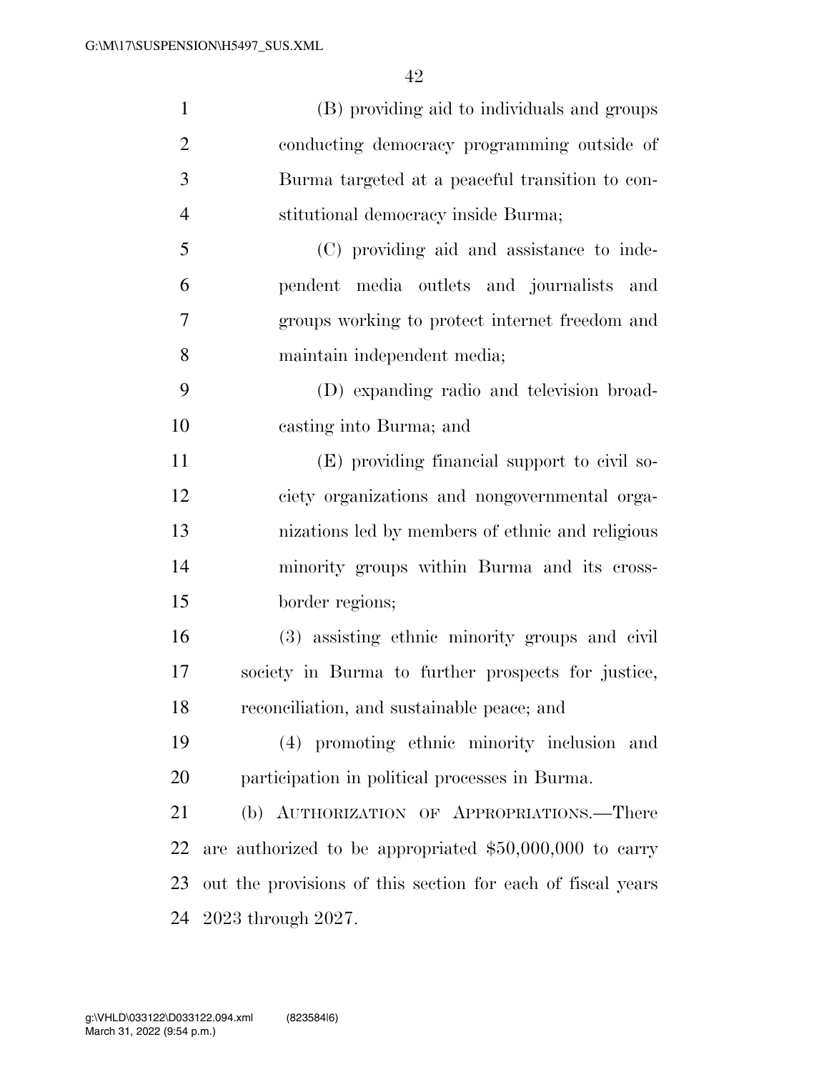(B) providing aid to individuals and groups conducting democracy programming outside of Burma targeted at a peaceful transition to constitutional democracy inside Burma;

(C) providing aid and assistance to independent media outlets and journalists and groups working to protect internet freedom and maintain independent media;

(D) expanding radio and television broadcasting into Burma; and

(E) providing financial support to civil society organizations and nongovernmental organizations led by members of ethnic and religious minority groups within Burma and its cross-border regions;

(3) assisting ethnic minority groups and civil society in Burma to further prospects for justice, reconciliation, and sustainable peace; and

(4) promoting ethnic minority inclusion and participation in political processes in Burma.

(b) AUTHORIZATION OF APPROPRIATIONS.—There are authorized to be appropriated $50,000,000 to carry out the provisions of this section for each of fiscal years 2023 through 2027.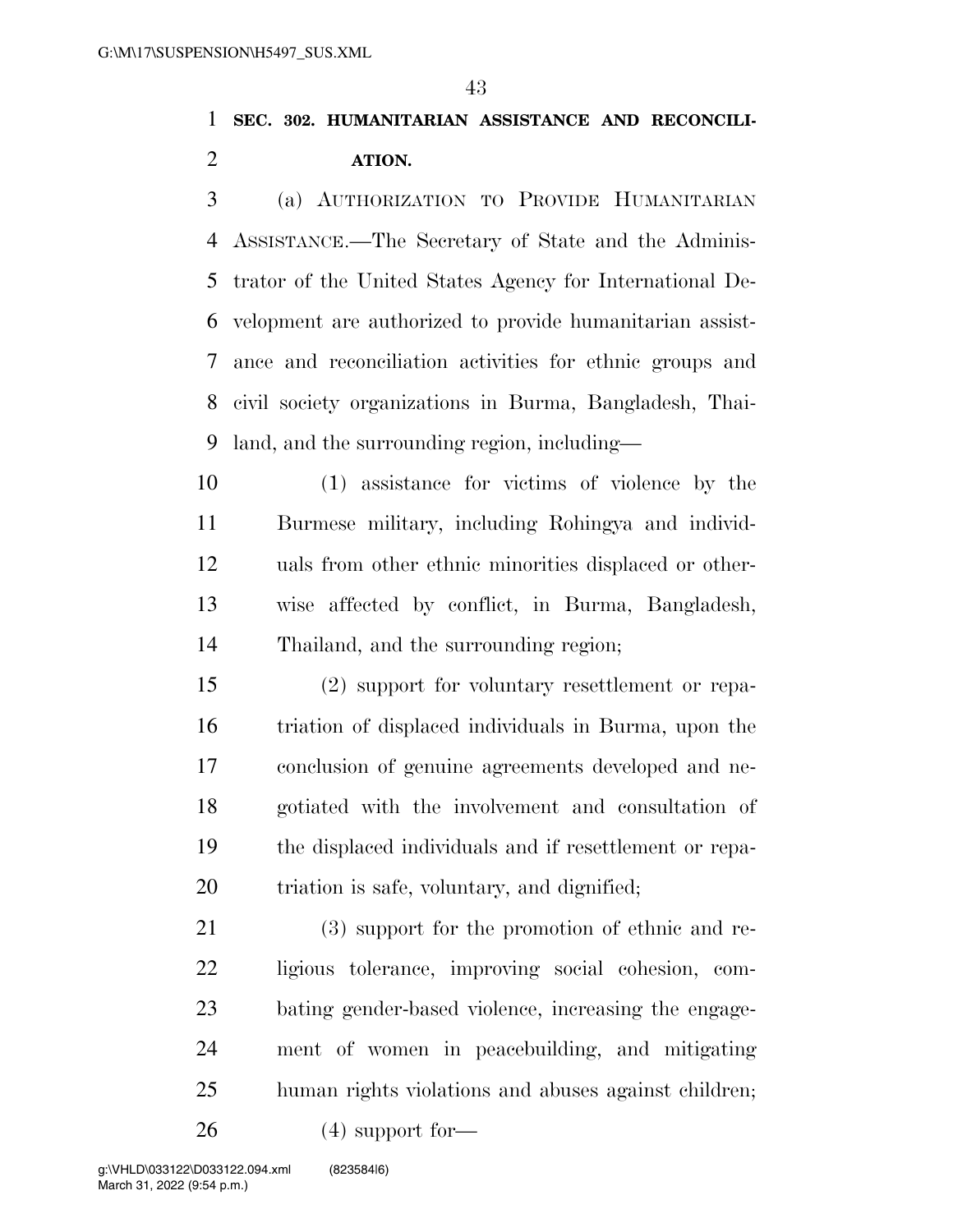**SEC. 302. HUMANITARIAN ASSISTANCE AND RECONCILIATION.**

(a) AUTHORIZATION TO PROVIDE HUMANITARIAN ASSISTANCE.—The Secretary of State and the Administrator of the United States Agency for International Development are authorized to provide humanitarian assistance and reconciliation activities for ethnic groups and civil society organizations in Burma, Bangladesh, Thailand, and the surrounding region, including—

(1) assistance for victims of violence by the Burmese military, including Rohingya and individuals from other ethnic minorities displaced or otherwise affected by conflict, in Burma, Bangladesh, Thailand, and the surrounding region;

(2) support for voluntary resettlement or repatriation of displaced individuals in Burma, upon the conclusion of genuine agreements developed and negotiated with the involvement and consultation of the displaced individuals and if resettlement or repatriation is safe, voluntary, and dignified;

(3) support for the promotion of ethnic and religious tolerance, improving social cohesion, combating gender-based violence, increasing the engagement of women in peacebuilding, and mitigating human rights violations and abuses against children;

(4) support for—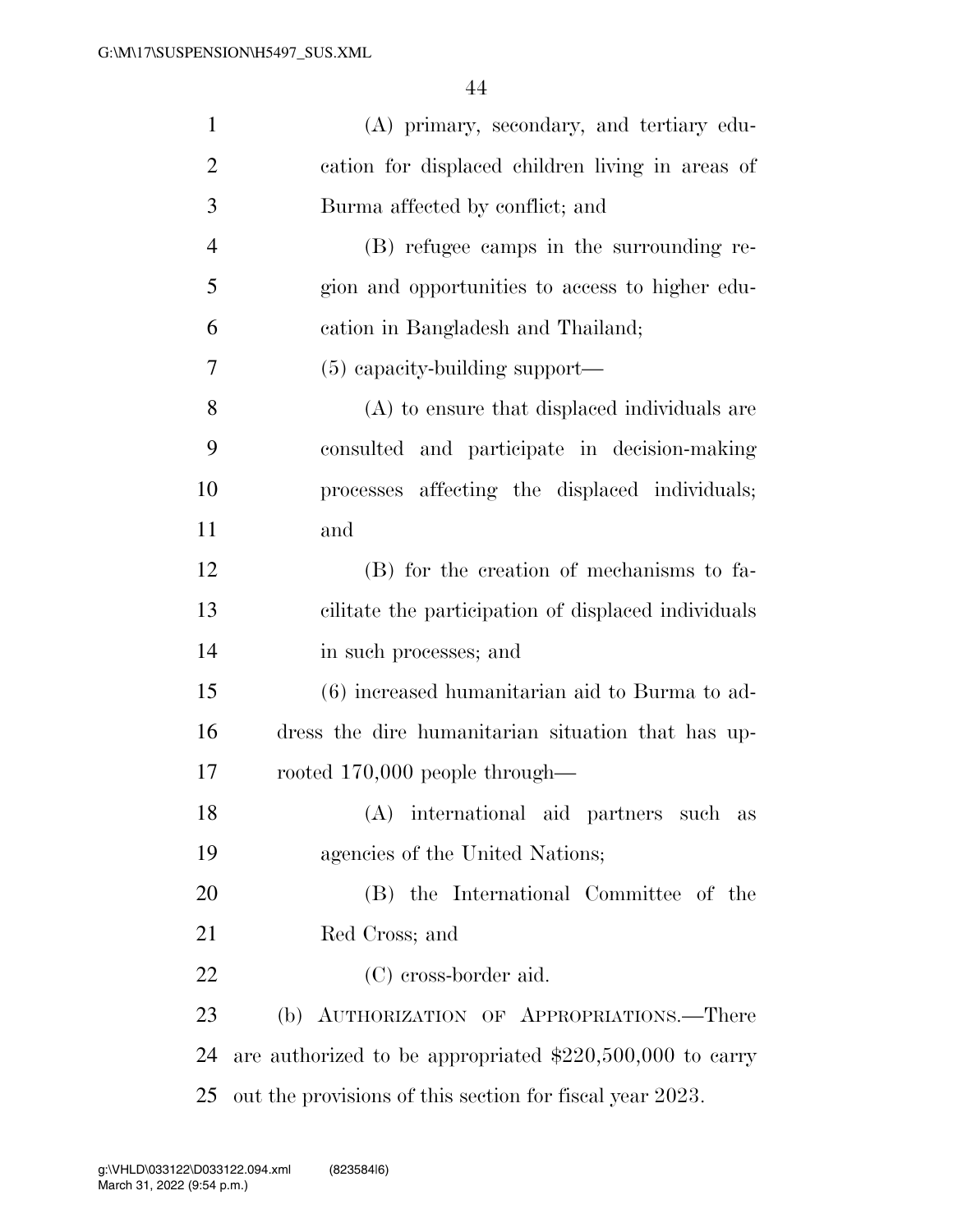(A) primary, secondary, and tertiary education for displaced children living in areas of Burma affected by conflict; and

(B) refugee camps in the surrounding region and opportunities to access to higher education in Bangladesh and Thailand;

(5) capacity-building support—

(A) to ensure that displaced individuals are consulted and participate in decision-making processes affecting the displaced individuals; and

(B) for the creation of mechanisms to facilitate the participation of displaced individuals in such processes; and

(6) increased humanitarian aid to Burma to address the dire humanitarian situation that has uprooted 170,000 people through—

(A) international aid partners such as agencies of the United Nations;

(B) the International Committee of the Red Cross; and

(C) cross-border aid.

(b) AUTHORIZATION OF APPROPRIATIONS.—There are authorized to be appropriated $220,500,000 to carry out the provisions of this section for fiscal year 2023.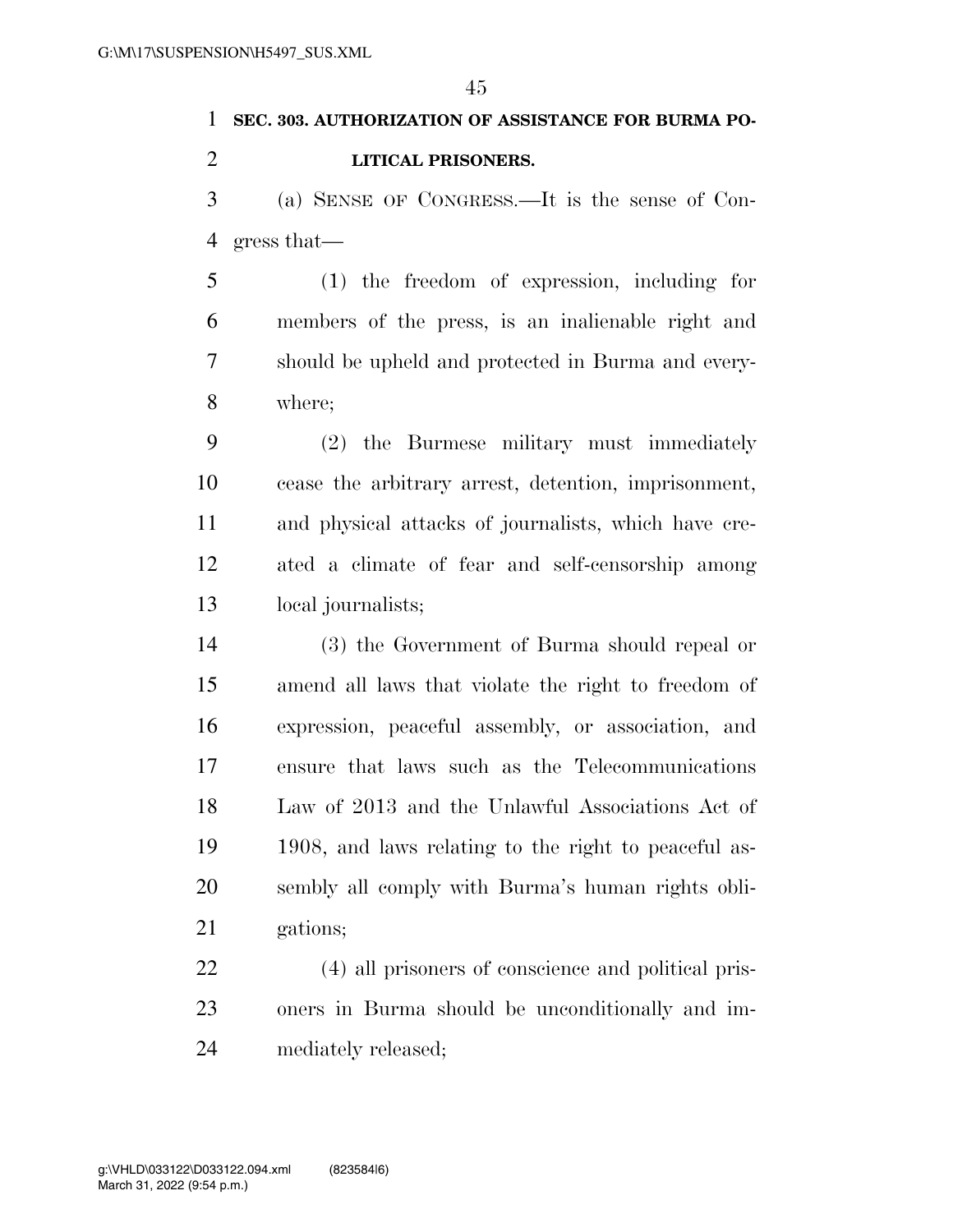**SEC. 303. AUTHORIZATION OF ASSISTANCE FOR BURMA POLITICAL PRISONERS.**

(a) SENSE OF CONGRESS.—It is the sense of Congress that—

(1) the freedom of expression, including for members of the press, is an inalienable right and should be upheld and protected in Burma and everywhere;

(2) the Burmese military must immediately cease the arbitrary arrest, detention, imprisonment, and physical attacks of journalists, which have created a climate of fear and self-censorship among local journalists;

(3) the Government of Burma should repeal or amend all laws that violate the right to freedom of expression, peaceful assembly, or association, and ensure that laws such as the Telecommunications Law of 2013 and the Unlawful Associations Act of 1908, and laws relating to the right to peaceful assembly all comply with Burma's human rights obligations;

(4) all prisoners of conscience and political prisoners in Burma should be unconditionally and immediately released;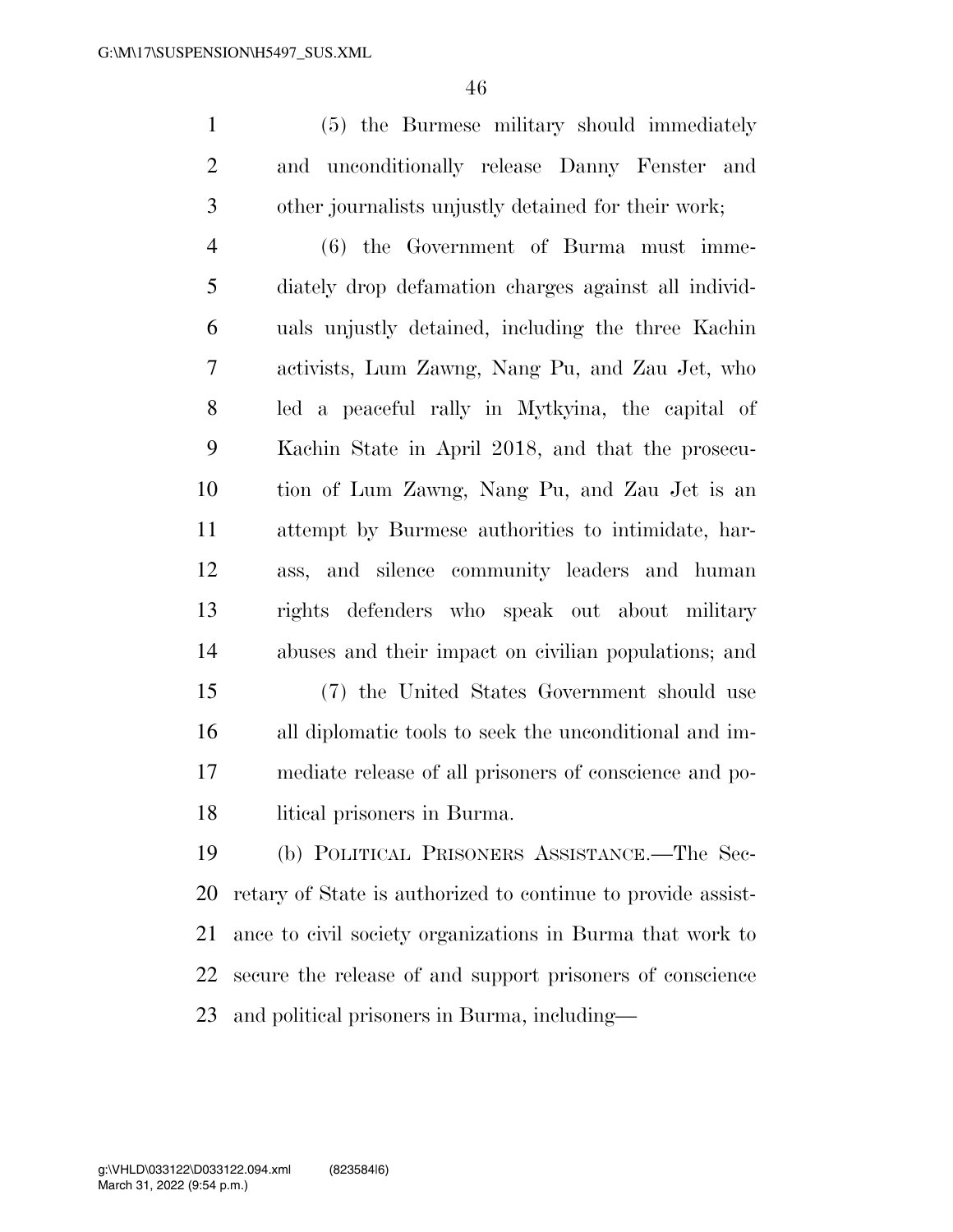(5) the Burmese military should immediately and unconditionally release Danny Fenster and other journalists unjustly detained for their work;

(6) the Government of Burma must immediately drop defamation charges against all individuals unjustly detained, including the three Kachin activists, Lum Zawng, Nang Pu, and Zau Jet, who led a peaceful rally in Mytkyina, the capital of Kachin State in April 2018, and that the prosecution of Lum Zawng, Nang Pu, and Zau Jet is an attempt by Burmese authorities to intimidate, harass, and silence community leaders and human rights defenders who speak out about military abuses and their impact on civilian populations; and

(7) the United States Government should use all diplomatic tools to seek the unconditional and immediate release of all prisoners of conscience and political prisoners in Burma.

(b) POLITICAL PRISONERS ASSISTANCE.—The Secretary of State is authorized to continue to provide assistance to civil society organizations in Burma that work to secure the release of and support prisoners of conscience and political prisoners in Burma, including—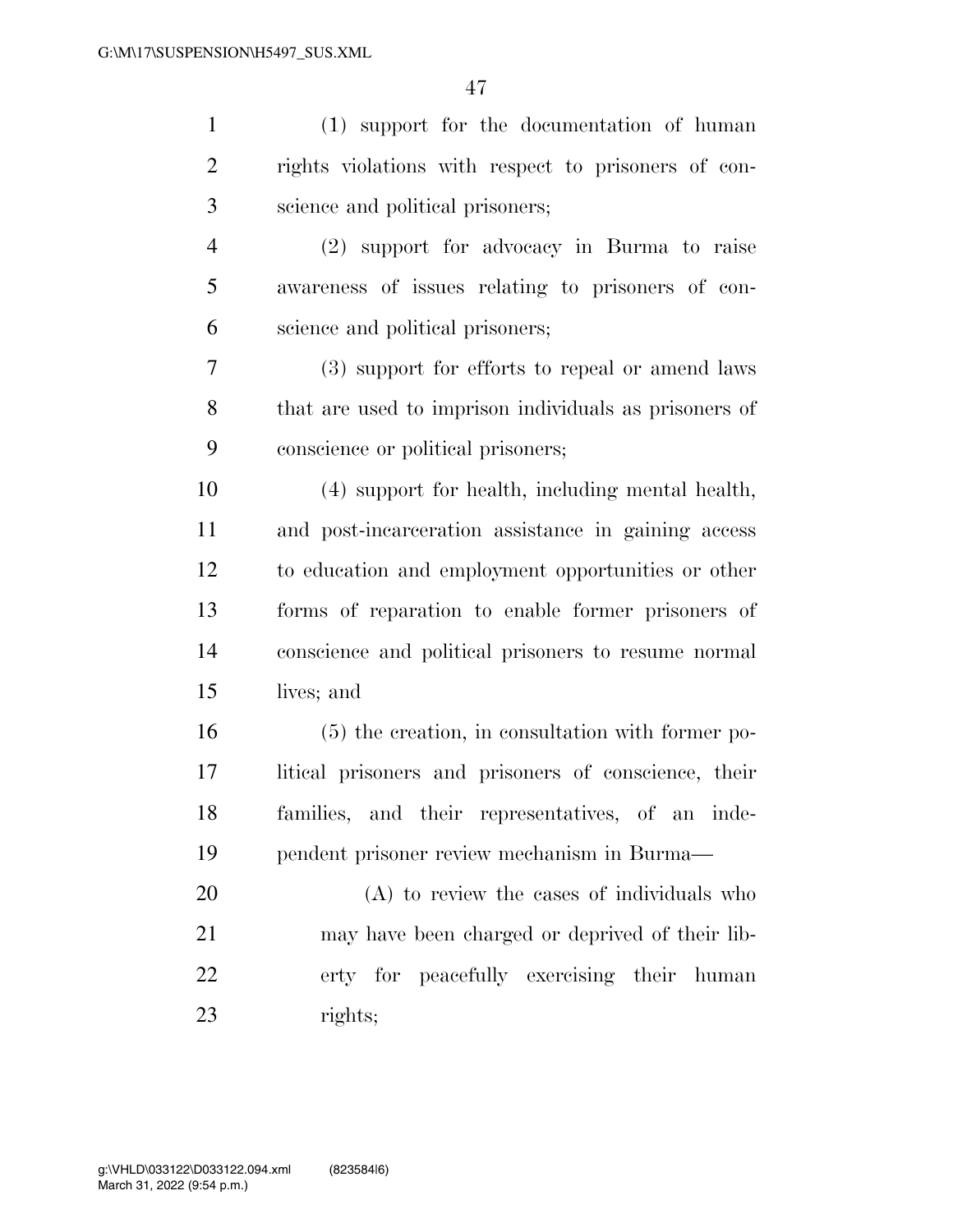(1) support for the documentation of human rights violations with respect to prisoners of conscience and political prisoners;

(2) support for advocacy in Burma to raise awareness of issues relating to prisoners of conscience and political prisoners;

(3) support for efforts to repeal or amend laws that are used to imprison individuals as prisoners of conscience or political prisoners;

(4) support for health, including mental health, and post-incarceration assistance in gaining access to education and employment opportunities or other forms of reparation to enable former prisoners of conscience and political prisoners to resume normal lives; and

(5) the creation, in consultation with former political prisoners and prisoners of conscience, their families, and their representatives, of an independent prisoner review mechanism in Burma—

(A) to review the cases of individuals who may have been charged or deprived of their liberty for peacefully exercising their human rights;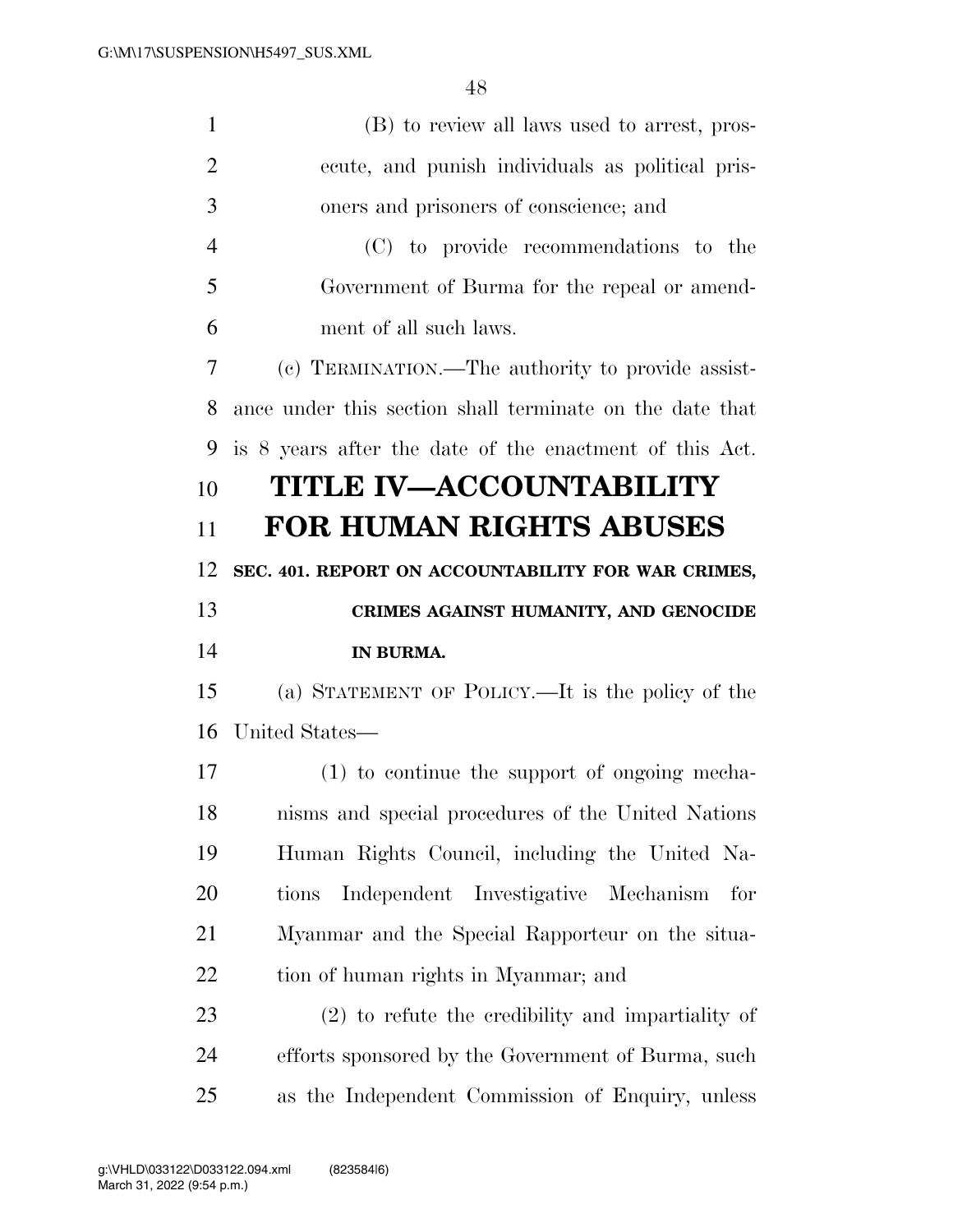(B) to review all laws used to arrest, prosecute, and punish individuals as political prisoners and prisoners of conscience; and

(C) to provide recommendations to the Government of Burma for the repeal or amendment of all such laws.

(c) TERMINATION.—The authority to provide assistance under this section shall terminate on the date that is 8 years after the date of the enactment of this Act.

# TITLE IV—ACCOUNTABILITY FOR HUMAN RIGHTS ABUSES

**SEC. 401. REPORT ON ACCOUNTABILITY FOR WAR CRIMES, CRIMES AGAINST HUMANITY, AND GENOCIDE IN BURMA.**

(a) STATEMENT OF POLICY.—It is the policy of the United States—

(1) to continue the support of ongoing mechanisms and special procedures of the United Nations Human Rights Council, including the United Nations Independent Investigative Mechanism for Myanmar and the Special Rapporteur on the situation of human rights in Myanmar; and

(2) to refute the credibility and impartiality of efforts sponsored by the Government of Burma, such as the Independent Commission of Enquiry, unless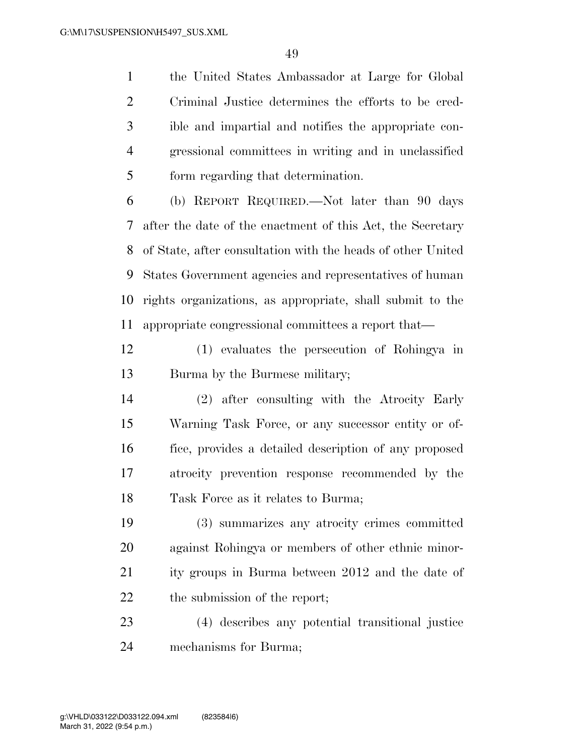the United States Ambassador at Large for Global Criminal Justice determines the efforts to be credible and impartial and notifies the appropriate congressional committees in writing and in unclassified form regarding that determination.

(b) REPORT REQUIRED.—Not later than 90 days after the date of the enactment of this Act, the Secretary of State, after consultation with the heads of other United States Government agencies and representatives of human rights organizations, as appropriate, shall submit to the appropriate congressional committees a report that—

(1) evaluates the persecution of Rohingya in Burma by the Burmese military;

(2) after consulting with the Atrocity Early Warning Task Force, or any successor entity or office, provides a detailed description of any proposed atrocity prevention response recommended by the Task Force as it relates to Burma;

(3) summarizes any atrocity crimes committed against Rohingya or members of other ethnic minority groups in Burma between 2012 and the date of the submission of the report;

(4) describes any potential transitional justice mechanisms for Burma;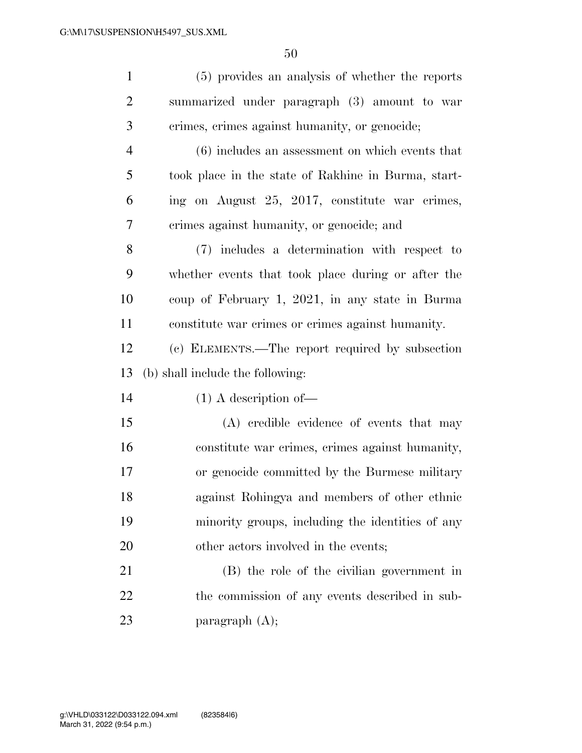(5) provides an analysis of whether the reports summarized under paragraph (3) amount to war crimes, crimes against humanity, or genocide;

(6) includes an assessment on which events that took place in the state of Rakhine in Burma, starting on August 25, 2017, constitute war crimes, crimes against humanity, or genocide; and

(7) includes a determination with respect to whether events that took place during or after the coup of February 1, 2021, in any state in Burma constitute war crimes or crimes against humanity.

(c) ELEMENTS.—The report required by subsection (b) shall include the following:

(1) A description of—

(A) credible evidence of events that may constitute war crimes, crimes against humanity, or genocide committed by the Burmese military against Rohingya and members of other ethnic minority groups, including the identities of any other actors involved in the events;

(B) the role of the civilian government in the commission of any events described in subparagraph (A);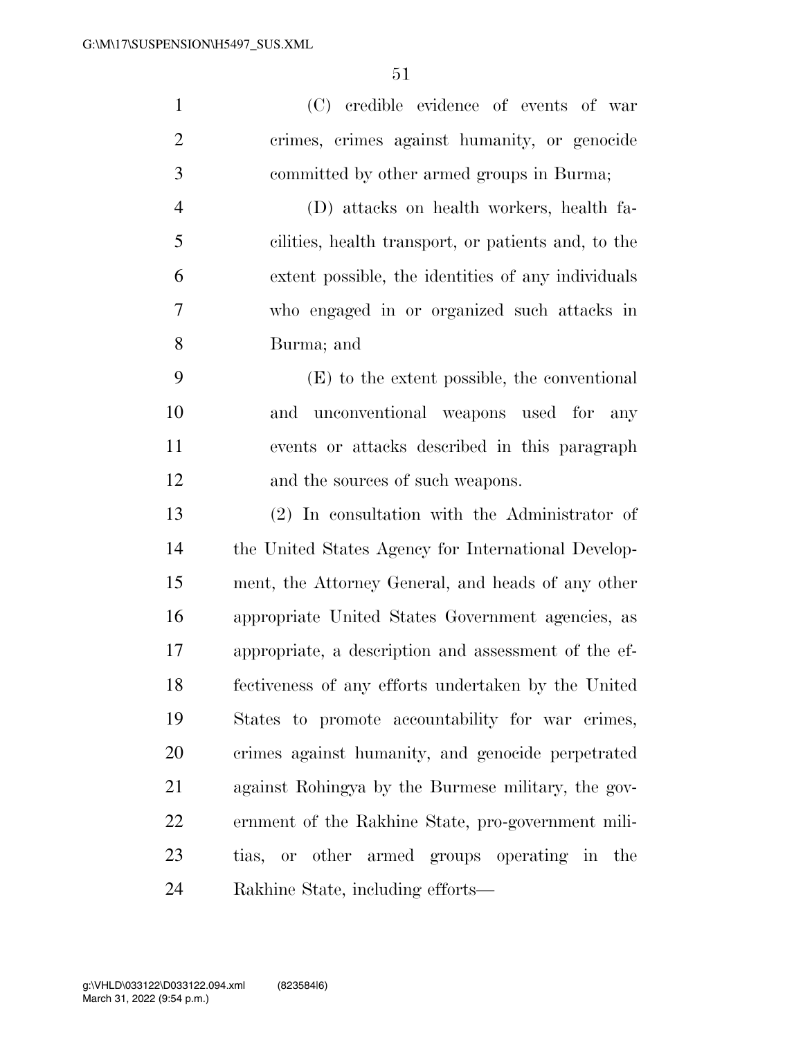(C) credible evidence of events of war crimes, crimes against humanity, or genocide committed by other armed groups in Burma;

(D) attacks on health workers, health facilities, health transport, or patients and, to the extent possible, the identities of any individuals who engaged in or organized such attacks in Burma; and

(E) to the extent possible, the conventional and unconventional weapons used for any events or attacks described in this paragraph and the sources of such weapons.

(2) In consultation with the Administrator of the United States Agency for International Development, the Attorney General, and heads of any other appropriate United States Government agencies, as appropriate, a description and assessment of the effectiveness of any efforts undertaken by the United States to promote accountability for war crimes, crimes against humanity, and genocide perpetrated against Rohingya by the Burmese military, the government of the Rakhine State, pro-government militias, or other armed groups operating in the Rakhine State, including efforts—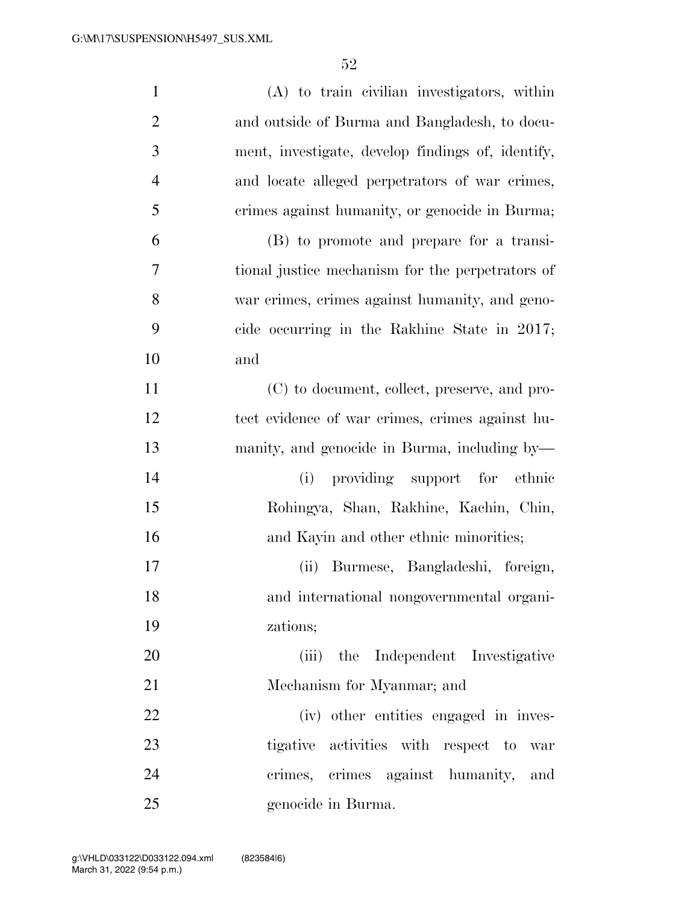(A) to train civilian investigators, within and outside of Burma and Bangladesh, to document, investigate, develop findings of, identify, and locate alleged perpetrators of war crimes, crimes against humanity, or genocide in Burma;

(B) to promote and prepare for a transitional justice mechanism for the perpetrators of war crimes, crimes against humanity, and genocide occurring in the Rakhine State in 2017; and

(C) to document, collect, preserve, and protect evidence of war crimes, crimes against humanity, and genocide in Burma, including by—

(i) providing support for ethnic Rohingya, Shan, Rakhine, Kachin, Chin, and Kayin and other ethnic minorities;

(ii) Burmese, Bangladeshi, foreign, and international nongovernmental organizations;

(iii) the Independent Investigative Mechanism for Myanmar; and

(iv) other entities engaged in investigative activities with respect to war crimes, crimes against humanity, and genocide in Burma.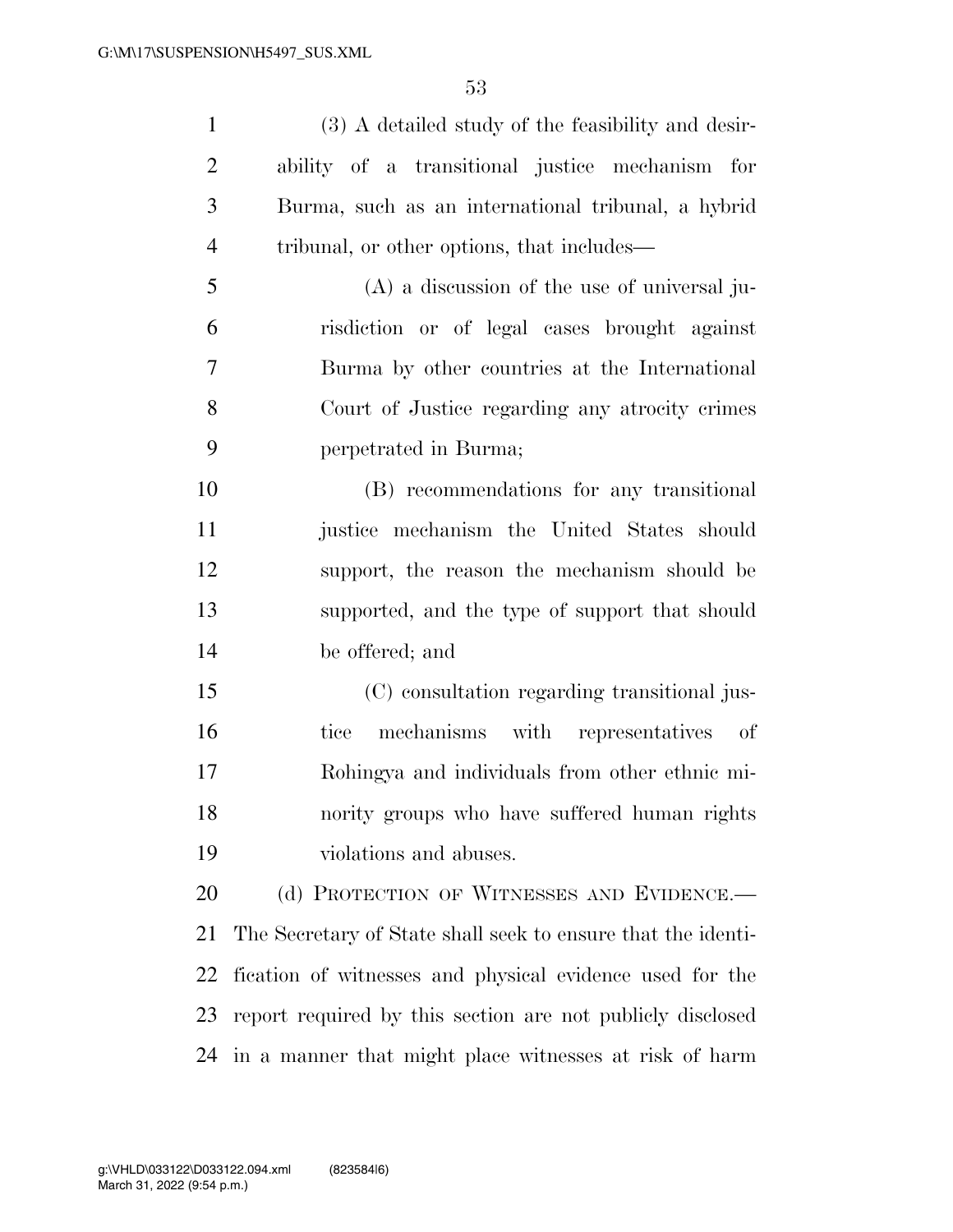(3) A detailed study of the feasibility and desirability of a transitional justice mechanism for Burma, such as an international tribunal, a hybrid tribunal, or other options, that includes—

(A) a discussion of the use of universal jurisdiction or of legal cases brought against Burma by other countries at the International Court of Justice regarding any atrocity crimes perpetrated in Burma;

(B) recommendations for any transitional justice mechanism the United States should support, the reason the mechanism should be supported, and the type of support that should be offered; and

(C) consultation regarding transitional justice mechanisms with representatives of Rohingya and individuals from other ethnic minority groups who have suffered human rights violations and abuses.

(d) PROTECTION OF WITNESSES AND EVIDENCE.—The Secretary of State shall seek to ensure that the identification of witnesses and physical evidence used for the report required by this section are not publicly disclosed in a manner that might place witnesses at risk of harm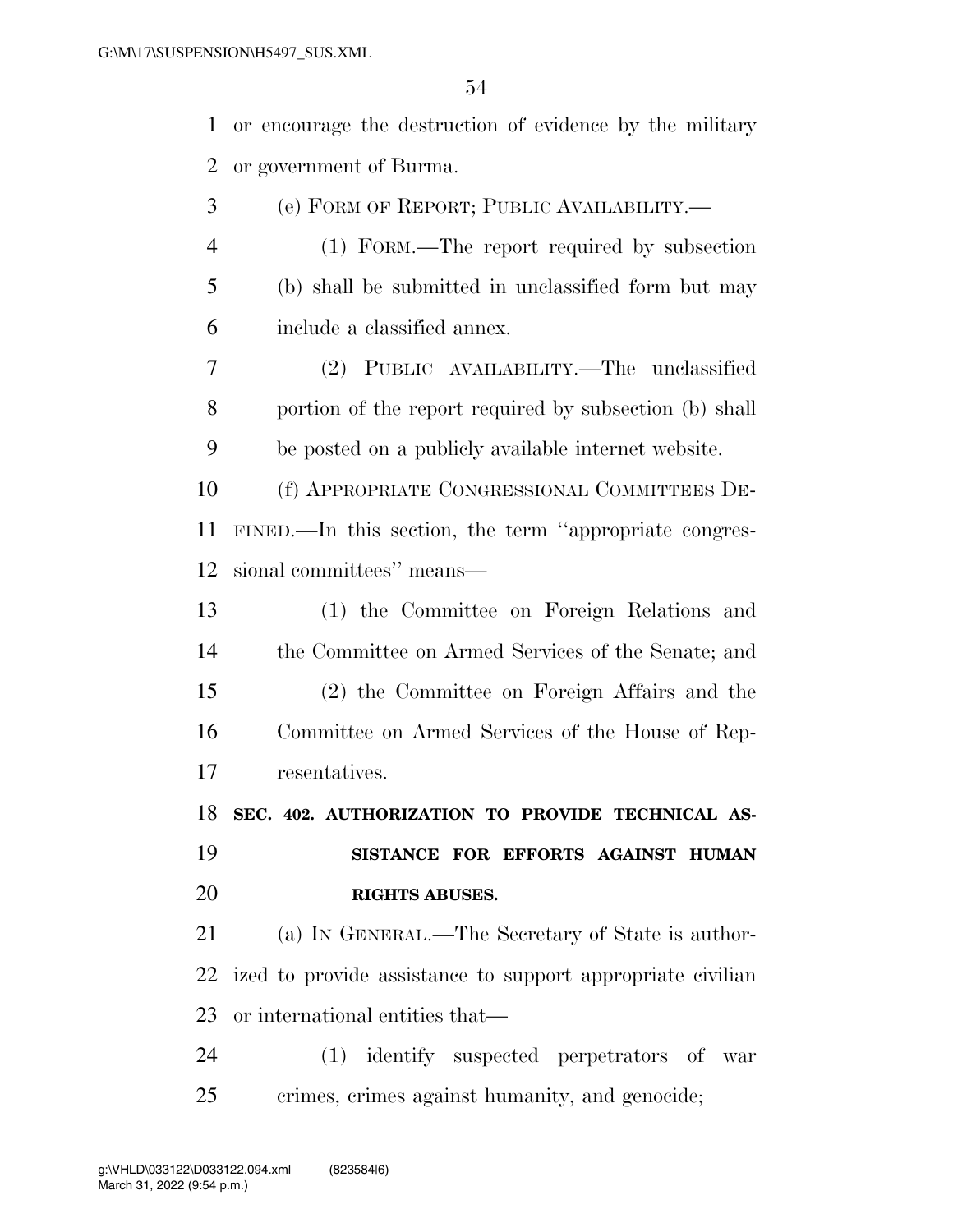or encourage the destruction of evidence by the military or government of Burma.

(e) FORM OF REPORT; PUBLIC AVAILABILITY.—

(1) FORM.—The report required by subsection (b) shall be submitted in unclassified form but may include a classified annex.

(2) PUBLIC AVAILABILITY.—The unclassified portion of the report required by subsection (b) shall be posted on a publicly available internet website.

(f) APPROPRIATE CONGRESSIONAL COMMITTEES DEFINED.—In this section, the term ''appropriate congressional committees'' means—

(1) the Committee on Foreign Relations and the Committee on Armed Services of the Senate; and

(2) the Committee on Foreign Affairs and the Committee on Armed Services of the House of Representatives.

**SEC. 402. AUTHORIZATION TO PROVIDE TECHNICAL ASSISTANCE FOR EFFORTS AGAINST HUMAN RIGHTS ABUSES.**

(a) IN GENERAL.—The Secretary of State is authorized to provide assistance to support appropriate civilian or international entities that—

(1) identify suspected perpetrators of war crimes, crimes against humanity, and genocide;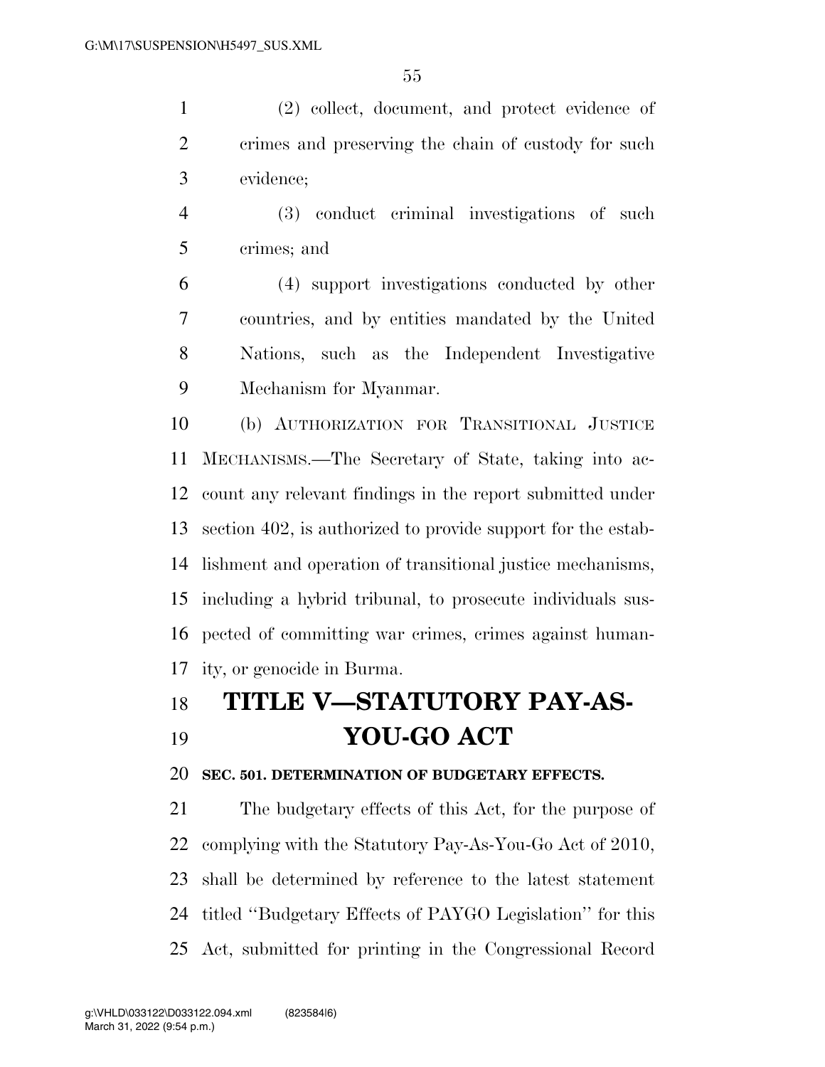(2) collect, document, and protect evidence of crimes and preserving the chain of custody for such evidence;

(3) conduct criminal investigations of such crimes; and

(4) support investigations conducted by other countries, and by entities mandated by the United Nations, such as the Independent Investigative Mechanism for Myanmar.

(b) AUTHORIZATION FOR TRANSITIONAL JUSTICE MECHANISMS.—The Secretary of State, taking into account any relevant findings in the report submitted under section 402, is authorized to provide support for the establishment and operation of transitional justice mechanisms, including a hybrid tribunal, to prosecute individuals suspected of committing war crimes, crimes against humanity, or genocide in Burma.

# TITLE V—STATUTORY PAY-AS-YOU-GO ACT

### SEC. 501. DETERMINATION OF BUDGETARY EFFECTS.

The budgetary effects of this Act, for the purpose of complying with the Statutory Pay-As-You-Go Act of 2010, shall be determined by reference to the latest statement titled ''Budgetary Effects of PAYGO Legislation'' for this Act, submitted for printing in the Congressional Record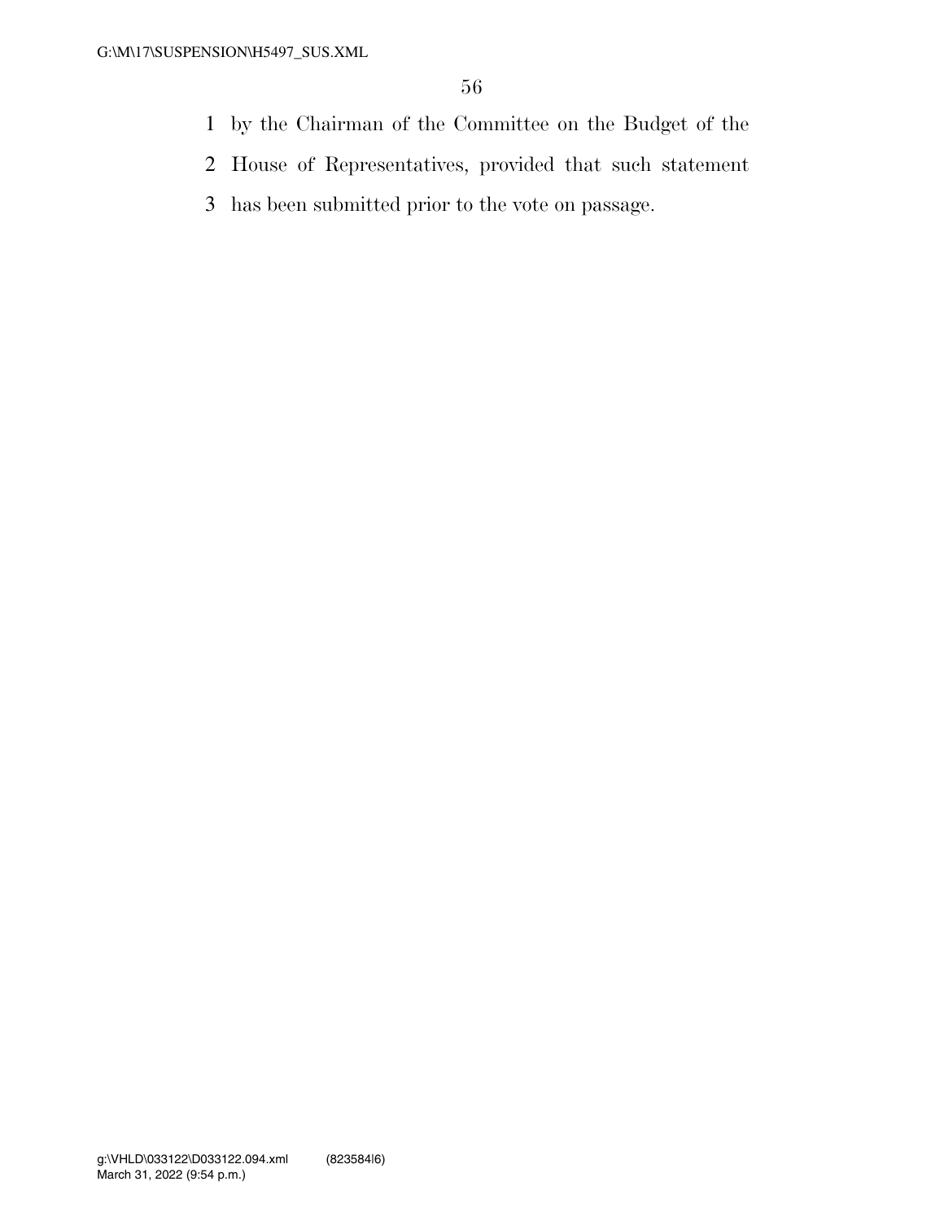by the Chairman of the Committee on the Budget of the House of Representatives, provided that such statement has been submitted prior to the vote on passage.